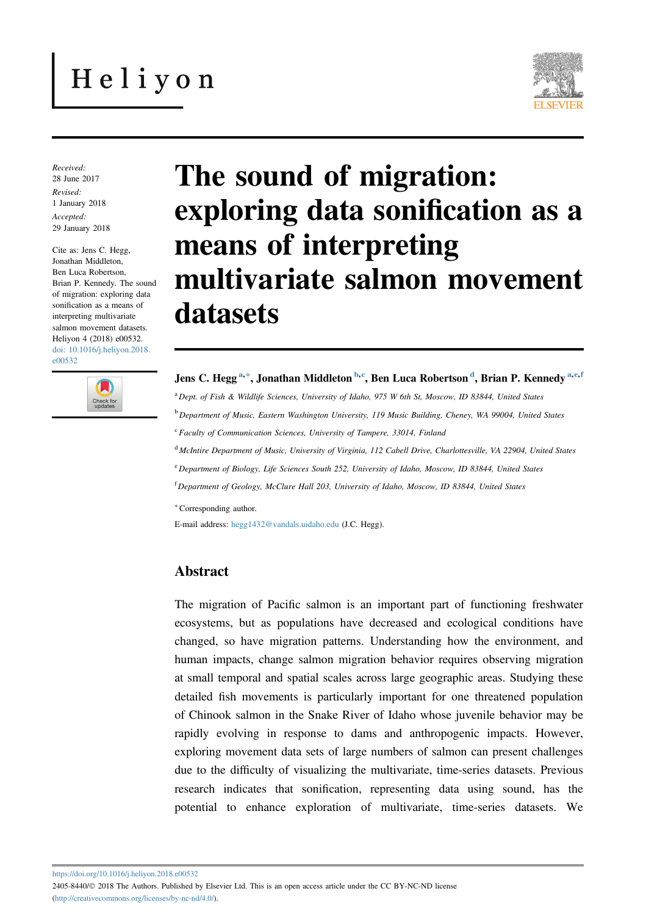Received:
28 June 2017

Revised:
1 January 2018

Accepted:
29 January 2018

Cite as: Jens C. Hegg, Jonathan Middleton, Ben Luca Robertson, Brian P. Kennedy. The sound of migration: exploring data sonification as a means of interpreting multivariate salmon movement datasets. Heliyon 4 (2018) e00532. doi: 10.1016/j.heliyon.2018.e00532

# The sound of migration: exploring data sonification as a means of interpreting multivariate salmon movement datasets

**Jens C. Hegg** [a,*], **Jonathan Middleton** [b,c], **Ben Luca Robertson** [d], **Brian P. Kennedy** [a,e,f]

[a] *Dept. of Fish & Wildlife Sciences, University of Idaho, 975 W 6th St, Moscow, ID 83844, United States*

[b] *Department of Music, Eastern Washington University, 119 Music Building, Cheney, WA 99004, United States*

[c] *Faculty of Communication Sciences, University of Tampere, 33014, Finland*

[d] *McIntire Department of Music, University of Virginia, 112 Cabell Drive, Charlottesville, VA 22904, United States*

[e] *Department of Biology, Life Sciences South 252, University of Idaho, Moscow, ID 83844, United States*

[f] *Department of Geology, McClure Hall 203, University of Idaho, Moscow, ID 83844, United States*

[*] Corresponding author.

E-mail address: hegg1432@vandals.uidaho.edu (J.C. Hegg).

## Abstract

The migration of Pacific salmon is an important part of functioning freshwater ecosystems, but as populations have decreased and ecological conditions have changed, so have migration patterns. Understanding how the environment, and human impacts, change salmon migration behavior requires observing migration at small temporal and spatial scales across large geographic areas. Studying these detailed fish movements is particularly important for one threatened population of Chinook salmon in the Snake River of Idaho whose juvenile behavior may be rapidly evolving in response to dams and anthropogenic impacts. However, exploring movement data sets of large numbers of salmon can present challenges due to the difficulty of visualizing the multivariate, time-series datasets. Previous research indicates that sonification, representing data using sound, has the potential to enhance exploration of multivariate, time-series datasets. We

https://doi.org/10.1016/j.heliyon.2018.e00532

2405-8440/© 2018 The Authors. Published by Elsevier Ltd. This is an open access article under the CC BY-NC-ND license (http://creativecommons.org/licenses/by-nc-nd/4.0/).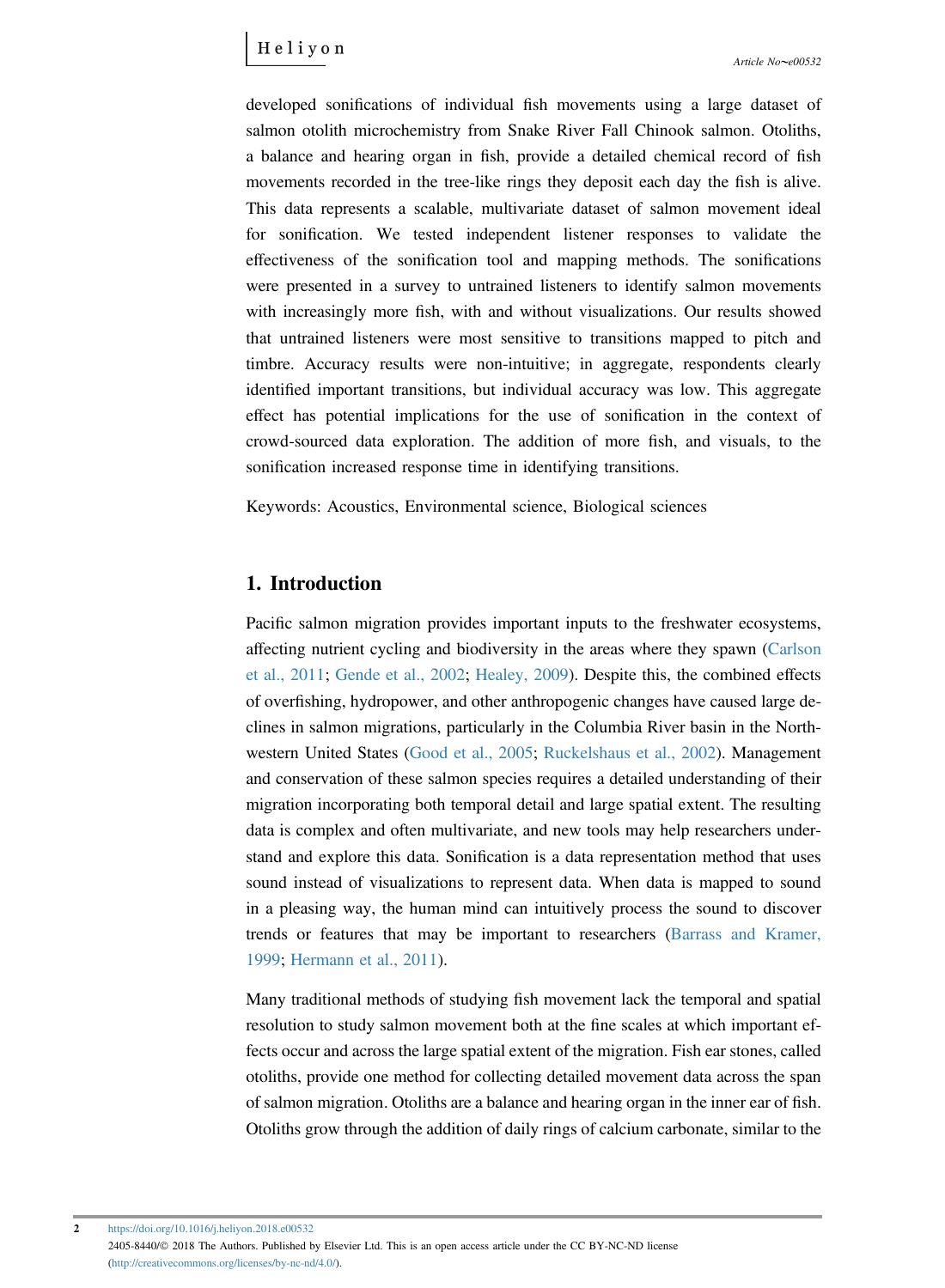developed sonifications of individual fish movements using a large dataset of salmon otolith microchemistry from Snake River Fall Chinook salmon. Otoliths, a balance and hearing organ in fish, provide a detailed chemical record of fish movements recorded in the tree-like rings they deposit each day the fish is alive. This data represents a scalable, multivariate dataset of salmon movement ideal for sonification. We tested independent listener responses to validate the effectiveness of the sonification tool and mapping methods. The sonifications were presented in a survey to untrained listeners to identify salmon movements with increasingly more fish, with and without visualizations. Our results showed that untrained listeners were most sensitive to transitions mapped to pitch and timbre. Accuracy results were non-intuitive; in aggregate, respondents clearly identified important transitions, but individual accuracy was low. This aggregate effect has potential implications for the use of sonification in the context of crowd-sourced data exploration. The addition of more fish, and visuals, to the sonification increased response time in identifying transitions.

Keywords: Acoustics, Environmental science, Biological sciences

## 1. Introduction

Pacific salmon migration provides important inputs to the freshwater ecosystems, affecting nutrient cycling and biodiversity in the areas where they spawn (Carlson et al., 2011; Gende et al., 2002; Healey, 2009). Despite this, the combined effects of overfishing, hydropower, and other anthropogenic changes have caused large declines in salmon migrations, particularly in the Columbia River basin in the Northwestern United States (Good et al., 2005; Ruckelshaus et al., 2002). Management and conservation of these salmon species requires a detailed understanding of their migration incorporating both temporal detail and large spatial extent. The resulting data is complex and often multivariate, and new tools may help researchers understand and explore this data. Sonification is a data representation method that uses sound instead of visualizations to represent data. When data is mapped to sound in a pleasing way, the human mind can intuitively process the sound to discover trends or features that may be important to researchers (Barrass and Kramer, 1999; Hermann et al., 2011).

Many traditional methods of studying fish movement lack the temporal and spatial resolution to study salmon movement both at the fine scales at which important effects occur and across the large spatial extent of the migration. Fish ear stones, called otoliths, provide one method for collecting detailed movement data across the span of salmon migration. Otoliths are a balance and hearing organ in the inner ear of fish. Otoliths grow through the addition of daily rings of calcium carbonate, similar to the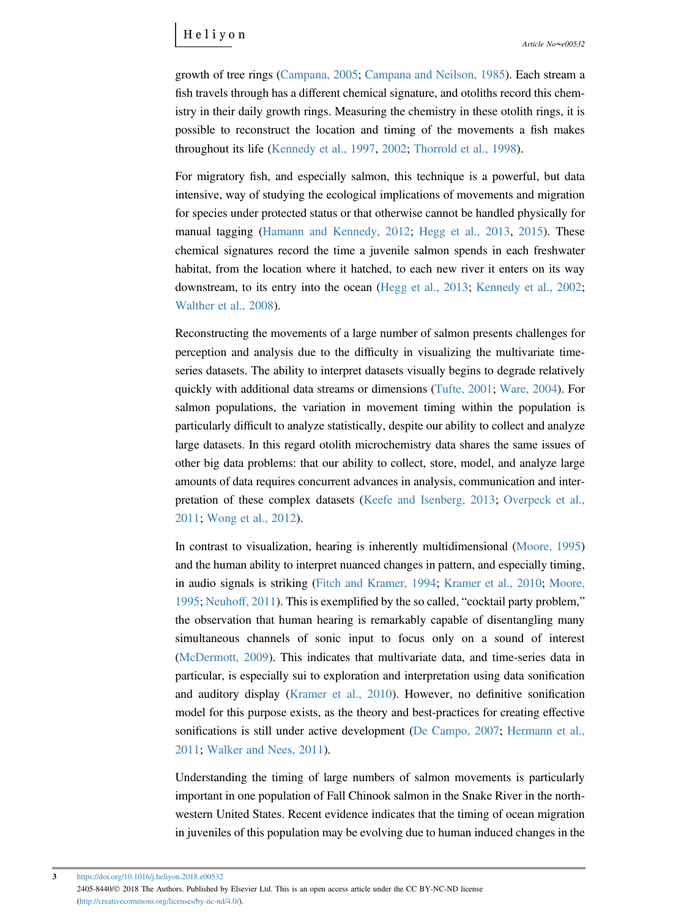growth of tree rings (Campana, 2005; Campana and Neilson, 1985). Each stream a fish travels through has a different chemical signature, and otoliths record this chemistry in their daily growth rings. Measuring the chemistry in these otolith rings, it is possible to reconstruct the location and timing of the movements a fish makes throughout its life (Kennedy et al., 1997, 2002; Thorrold et al., 1998).

For migratory fish, and especially salmon, this technique is a powerful, but data intensive, way of studying the ecological implications of movements and migration for species under protected status or that otherwise cannot be handled physically for manual tagging (Hamann and Kennedy, 2012; Hegg et al., 2013, 2015). These chemical signatures record the time a juvenile salmon spends in each freshwater habitat, from the location where it hatched, to each new river it enters on its way downstream, to its entry into the ocean (Hegg et al., 2013; Kennedy et al., 2002; Walther et al., 2008).

Reconstructing the movements of a large number of salmon presents challenges for perception and analysis due to the difficulty in visualizing the multivariate time-series datasets. The ability to interpret datasets visually begins to degrade relatively quickly with additional data streams or dimensions (Tufte, 2001; Ware, 2004). For salmon populations, the variation in movement timing within the population is particularly difficult to analyze statistically, despite our ability to collect and analyze large datasets. In this regard otolith microchemistry data shares the same issues of other big data problems: that our ability to collect, store, model, and analyze large amounts of data requires concurrent advances in analysis, communication and interpretation of these complex datasets (Keefe and Isenberg, 2013; Overpeck et al., 2011; Wong et al., 2012).

In contrast to visualization, hearing is inherently multidimensional (Moore, 1995) and the human ability to interpret nuanced changes in pattern, and especially timing, in audio signals is striking (Fitch and Kramer, 1994; Kramer et al., 2010; Moore, 1995; Neuhoff, 2011). This is exemplified by the so called, "cocktail party problem," the observation that human hearing is remarkably capable of disentangling many simultaneous channels of sonic input to focus only on a sound of interest (McDermott, 2009). This indicates that multivariate data, and time-series data in particular, is especially sui to exploration and interpretation using data sonification and auditory display (Kramer et al., 2010). However, no definitive sonification model for this purpose exists, as the theory and best-practices for creating effective sonifications is still under active development (De Campo, 2007; Hermann et al., 2011; Walker and Nees, 2011).

Understanding the timing of large numbers of salmon movements is particularly important in one population of Fall Chinook salmon in the Snake River in the northwestern United States. Recent evidence indicates that the timing of ocean migration in juveniles of this population may be evolving due to human induced changes in the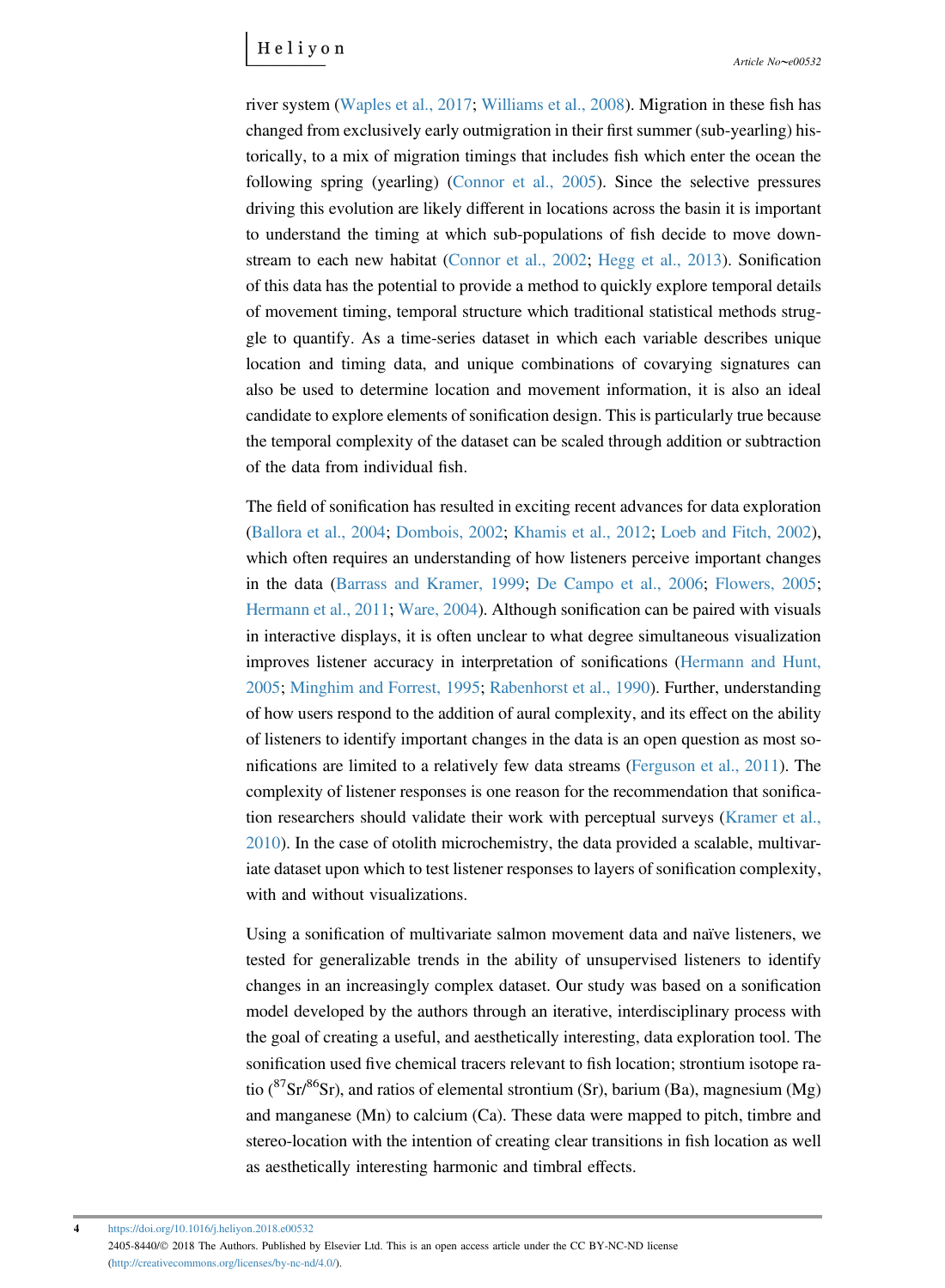river system (Waples et al., 2017; Williams et al., 2008). Migration in these fish has changed from exclusively early outmigration in their first summer (sub-yearling) historically, to a mix of migration timings that includes fish which enter the ocean the following spring (yearling) (Connor et al., 2005). Since the selective pressures driving this evolution are likely different in locations across the basin it is important to understand the timing at which sub-populations of fish decide to move downstream to each new habitat (Connor et al., 2002; Hegg et al., 2013). Sonification of this data has the potential to provide a method to quickly explore temporal details of movement timing, temporal structure which traditional statistical methods struggle to quantify. As a time-series dataset in which each variable describes unique location and timing data, and unique combinations of covarying signatures can also be used to determine location and movement information, it is also an ideal candidate to explore elements of sonification design. This is particularly true because the temporal complexity of the dataset can be scaled through addition or subtraction of the data from individual fish.

The field of sonification has resulted in exciting recent advances for data exploration (Ballora et al., 2004; Dombois, 2002; Khamis et al., 2012; Loeb and Fitch, 2002), which often requires an understanding of how listeners perceive important changes in the data (Barrass and Kramer, 1999; De Campo et al., 2006; Flowers, 2005; Hermann et al., 2011; Ware, 2004). Although sonification can be paired with visuals in interactive displays, it is often unclear to what degree simultaneous visualization improves listener accuracy in interpretation of sonifications (Hermann and Hunt, 2005; Minghim and Forrest, 1995; Rabenhorst et al., 1990). Further, understanding of how users respond to the addition of aural complexity, and its effect on the ability of listeners to identify important changes in the data is an open question as most sonifications are limited to a relatively few data streams (Ferguson et al., 2011). The complexity of listener responses is one reason for the recommendation that sonification researchers should validate their work with perceptual surveys (Kramer et al., 2010). In the case of otolith microchemistry, the data provided a scalable, multivariate dataset upon which to test listener responses to layers of sonification complexity, with and without visualizations.

Using a sonification of multivariate salmon movement data and naïve listeners, we tested for generalizable trends in the ability of unsupervised listeners to identify changes in an increasingly complex dataset. Our study was based on a sonification model developed by the authors through an iterative, interdisciplinary process with the goal of creating a useful, and aesthetically interesting, data exploration tool. The sonification used five chemical tracers relevant to fish location; strontium isotope ratio ($^{87}Sr/^{86}Sr$), and ratios of elemental strontium (Sr), barium (Ba), magnesium (Mg) and manganese (Mn) to calcium (Ca). These data were mapped to pitch, timbre and stereo-location with the intention of creating clear transitions in fish location as well as aesthetically interesting harmonic and timbral effects.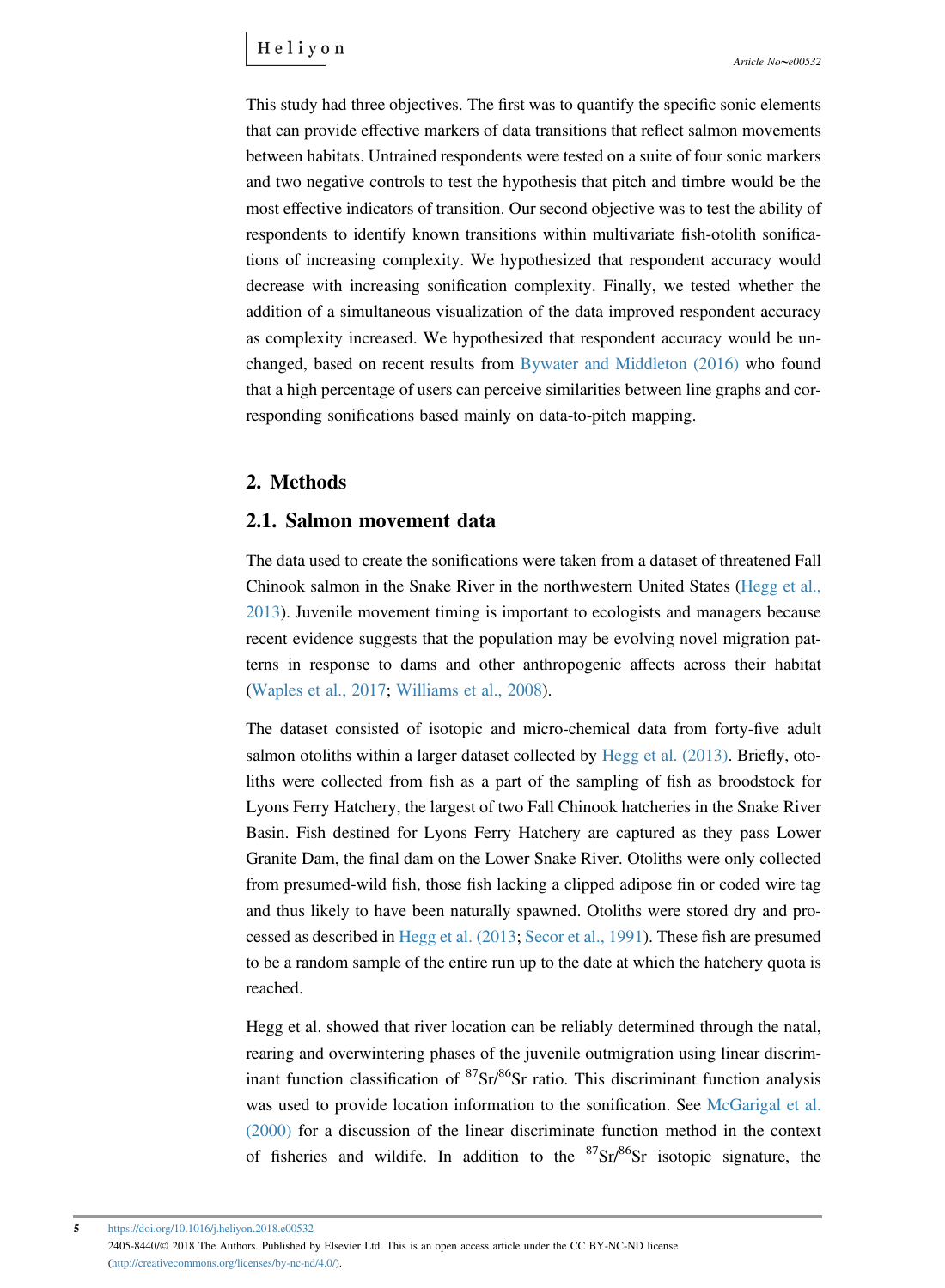This study had three objectives. The first was to quantify the specific sonic elements that can provide effective markers of data transitions that reflect salmon movements between habitats. Untrained respondents were tested on a suite of four sonic markers and two negative controls to test the hypothesis that pitch and timbre would be the most effective indicators of transition. Our second objective was to test the ability of respondents to identify known transitions within multivariate fish-otolith sonifications of increasing complexity. We hypothesized that respondent accuracy would decrease with increasing sonification complexity. Finally, we tested whether the addition of a simultaneous visualization of the data improved respondent accuracy as complexity increased. We hypothesized that respondent accuracy would be unchanged, based on recent results from Bywater and Middleton (2016) who found that a high percentage of users can perceive similarities between line graphs and corresponding sonifications based mainly on data-to-pitch mapping.

## 2. Methods

### 2.1. Salmon movement data

The data used to create the sonifications were taken from a dataset of threatened Fall Chinook salmon in the Snake River in the northwestern United States (Hegg et al., 2013). Juvenile movement timing is important to ecologists and managers because recent evidence suggests that the population may be evolving novel migration patterns in response to dams and other anthropogenic affects across their habitat (Waples et al., 2017; Williams et al., 2008).

The dataset consisted of isotopic and micro-chemical data from forty-five adult salmon otoliths within a larger dataset collected by Hegg et al. (2013). Briefly, otoliths were collected from fish as a part of the sampling of fish as broodstock for Lyons Ferry Hatchery, the largest of two Fall Chinook hatcheries in the Snake River Basin. Fish destined for Lyons Ferry Hatchery are captured as they pass Lower Granite Dam, the final dam on the Lower Snake River. Otoliths were only collected from presumed-wild fish, those fish lacking a clipped adipose fin or coded wire tag and thus likely to have been naturally spawned. Otoliths were stored dry and processed as described in Hegg et al. (2013; Secor et al., 1991). These fish are presumed to be a random sample of the entire run up to the date at which the hatchery quota is reached.

Hegg et al. showed that river location can be reliably determined through the natal, rearing and overwintering phases of the juvenile outmigration using linear discriminant function classification of $^{87}Sr/^{86}Sr$ ratio. This discriminant function analysis was used to provide location information to the sonification. See McGarigal et al. (2000) for a discussion of the linear discriminate function method in the context of fisheries and wildife. In addition to the $^{87}Sr/^{86}Sr$ isotopic signature, the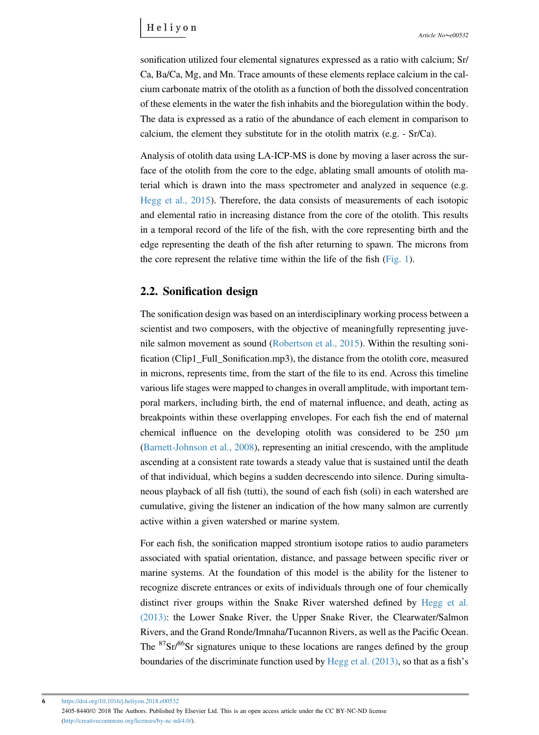sonification utilized four elemental signatures expressed as a ratio with calcium; Sr/Ca, Ba/Ca, Mg, and Mn. Trace amounts of these elements replace calcium in the calcium carbonate matrix of the otolith as a function of both the dissolved concentration of these elements in the water the fish inhabits and the bioregulation within the body. The data is expressed as a ratio of the abundance of each element in comparison to calcium, the element they substitute for in the otolith matrix (e.g. - Sr/Ca).

Analysis of otolith data using LA-ICP-MS is done by moving a laser across the surface of the otolith from the core to the edge, ablating small amounts of otolith material which is drawn into the mass spectrometer and analyzed in sequence (e.g. Hegg et al., 2015). Therefore, the data consists of measurements of each isotopic and elemental ratio in increasing distance from the core of the otolith. This results in a temporal record of the life of the fish, with the core representing birth and the edge representing the death of the fish after returning to spawn. The microns from the core represent the relative time within the life of the fish (Fig. 1).

## 2.2. Sonification design

The sonification design was based on an interdisciplinary working process between a scientist and two composers, with the objective of meaningfully representing juvenile salmon movement as sound (Robertson et al., 2015). Within the resulting sonification (Clip1_Full_Sonification.mp3), the distance from the otolith core, measured in microns, represents time, from the start of the file to its end. Across this timeline various life stages were mapped to changes in overall amplitude, with important temporal markers, including birth, the end of maternal influence, and death, acting as breakpoints within these overlapping envelopes. For each fish the end of maternal chemical influence on the developing otolith was considered to be 250 μm (Barnett-Johnson et al., 2008), representing an initial crescendo, with the amplitude ascending at a consistent rate towards a steady value that is sustained until the death of that individual, which begins a sudden decrescendo into silence. During simultaneous playback of all fish (tutti), the sound of each fish (soli) in each watershed are cumulative, giving the listener an indication of the how many salmon are currently active within a given watershed or marine system.

For each fish, the sonification mapped strontium isotope ratios to audio parameters associated with spatial orientation, distance, and passage between specific river or marine systems. At the foundation of this model is the ability for the listener to recognize discrete entrances or exits of individuals through one of four chemically distinct river groups within the Snake River watershed defined by Hegg et al. (2013): the Lower Snake River, the Upper Snake River, the Clearwater/Salmon Rivers, and the Grand Ronde/Imnaha/Tucannon Rivers, as well as the Pacific Ocean. The $^{87}Sr/^{86}Sr$ signatures unique to these locations are ranges defined by the group boundaries of the discriminate function used by Hegg et al. (2013), so that as a fish's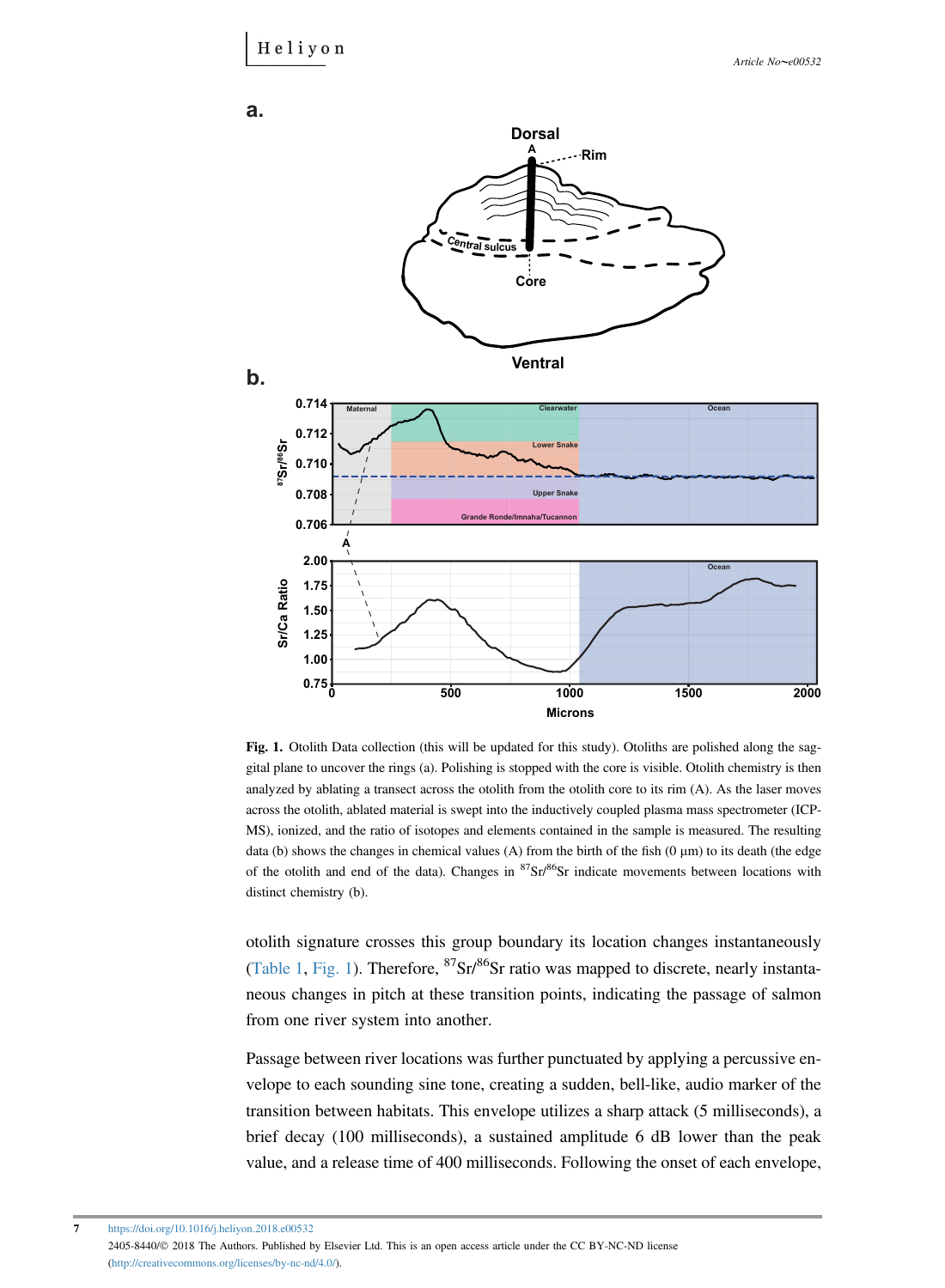**Fig. 1.** Otolith Data collection (this will be updated for this study). Otoliths are polished along the sagittal plane to uncover the rings (a). Polishing is stopped with the core is visible. Otolith chemistry is then analyzed by ablating a transect across the otolith from the otolith core to its rim (A). As the laser moves across the otolith, ablated material is swept into the inductively coupled plasma mass spectrometer (ICP-MS), ionized, and the ratio of isotopes and elements contained in the sample is measured. The resulting data (b) shows the changes in chemical values (A) from the birth of the fish (0 μm) to its death (the edge of the otolith and end of the data). Changes in $^{87}Sr/^{86}Sr$ indicate movements between locations with distinct chemistry (b).

otolith signature crosses this group boundary its location changes instantaneously (Table 1, Fig. 1). Therefore, $^{87}Sr/^{86}Sr$ ratio was mapped to discrete, nearly instantaneous changes in pitch at these transition points, indicating the passage of salmon from one river system into another.

Passage between river locations was further punctuated by applying a percussive envelope to each sounding sine tone, creating a sudden, bell-like, audio marker of the transition between habitats. This envelope utilizes a sharp attack (5 milliseconds), a brief decay (100 milliseconds), a sustained amplitude 6 dB lower than the peak value, and a release time of 400 milliseconds. Following the onset of each envelope,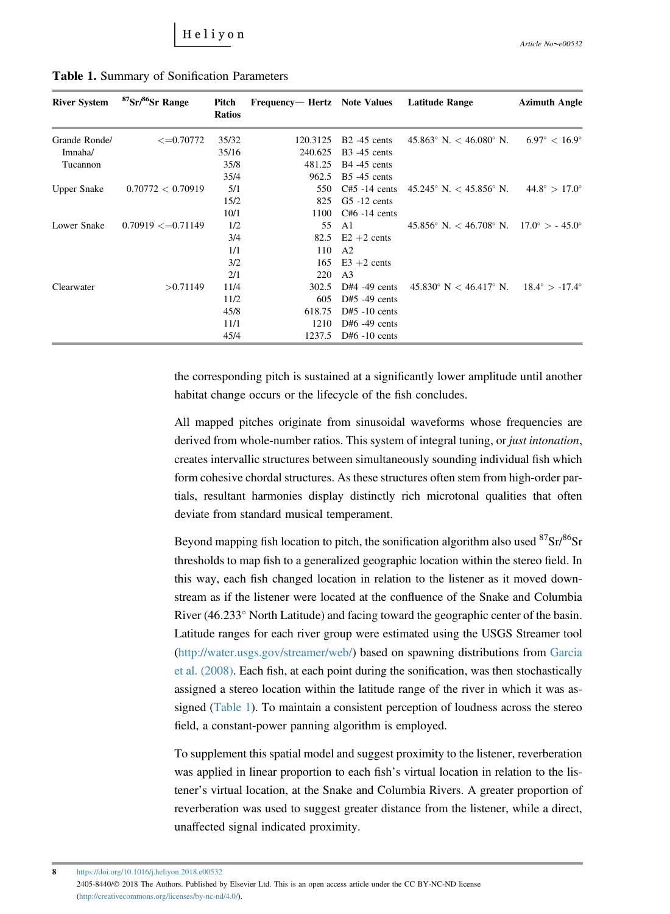**Table 1.** Summary of Sonification Parameters

| River System | $^{87}Sr/^{86}Sr$ Range | Pitch Ratios | Frequency— Hertz | Note Values | Latitude Range | Azimuth Angle |
|---|---|---|---|---|---|---|
| Grande Ronde/ Imnaha/ Tucannon | <=0.70772 | 35/32 | 120.3125 | B2 -45 cents | 45.863° N. < 46.080° N. | 6.97° < 16.9° |
| | | 35/16 | 240.625 | B3 -45 cents | | |
| | | 35/8 | 481.25 | B4 -45 cents | | |
| | | 35/4 | 962.5 | B5 -45 cents | | |
| Upper Snake | 0.70772 < 0.70919 | 5/1 | 550 | C#5 -14 cents | 45.245° N. < 45.856° N. | 44.8° > 17.0° |
| | | 15/2 | 825 | G5 -12 cents | | |
| | | 10/1 | 1100 | C#6 -14 cents | | |
| Lower Snake | 0.70919 <=0.71149 | 1/2 | 55 | A1 | 45.856° N. < 46.708° N. | 17.0° > - 45.0° |
| | | 3/4 | 82.5 | E2 +2 cents | | |
| | | 1/1 | 110 | A2 | | |
| | | 3/2 | 165 | E3 +2 cents | | |
| | | 2/1 | 220 | A3 | | |
| Clearwater | >0.71149 | 11/4 | 302.5 | D#4 -49 cents | 45.830° N < 46.417° N. | 18.4° > -17.4° |
| | | 11/2 | 605 | D#5 -49 cents | | |
| | | 45/8 | 618.75 | D#5 -10 cents | | |
| | | 11/1 | 1210 | D#6 -49 cents | | |
| | | 45/4 | 1237.5 | D#6 -10 cents | | |

the corresponding pitch is sustained at a significantly lower amplitude until another habitat change occurs or the lifecycle of the fish concludes.

All mapped pitches originate from sinusoidal waveforms whose frequencies are derived from whole-number ratios. This system of integral tuning, or *just intonation*, creates intervallic structures between simultaneously sounding individual fish which form cohesive chordal structures. As these structures often stem from high-order partials, resultant harmonies display distinctly rich microtonal qualities that often deviate from standard musical temperament.

Beyond mapping fish location to pitch, the sonification algorithm also used $^{87}Sr/^{86}Sr$ thresholds to map fish to a generalized geographic location within the stereo field. In this way, each fish changed location in relation to the listener as it moved downstream as if the listener were located at the confluence of the Snake and Columbia River (46.233° North Latitude) and facing toward the geographic center of the basin. Latitude ranges for each river group were estimated using the USGS Streamer tool (http://water.usgs.gov/streamer/web/) based on spawning distributions from Garcia et al. (2008). Each fish, at each point during the sonification, was then stochastically assigned a stereo location within the latitude range of the river in which it was assigned (Table 1). To maintain a consistent perception of loudness across the stereo field, a constant-power panning algorithm is employed.

To supplement this spatial model and suggest proximity to the listener, reverberation was applied in linear proportion to each fish's virtual location in relation to the listener's virtual location, at the Snake and Columbia Rivers. A greater proportion of reverberation was used to suggest greater distance from the listener, while a direct, unaffected signal indicated proximity.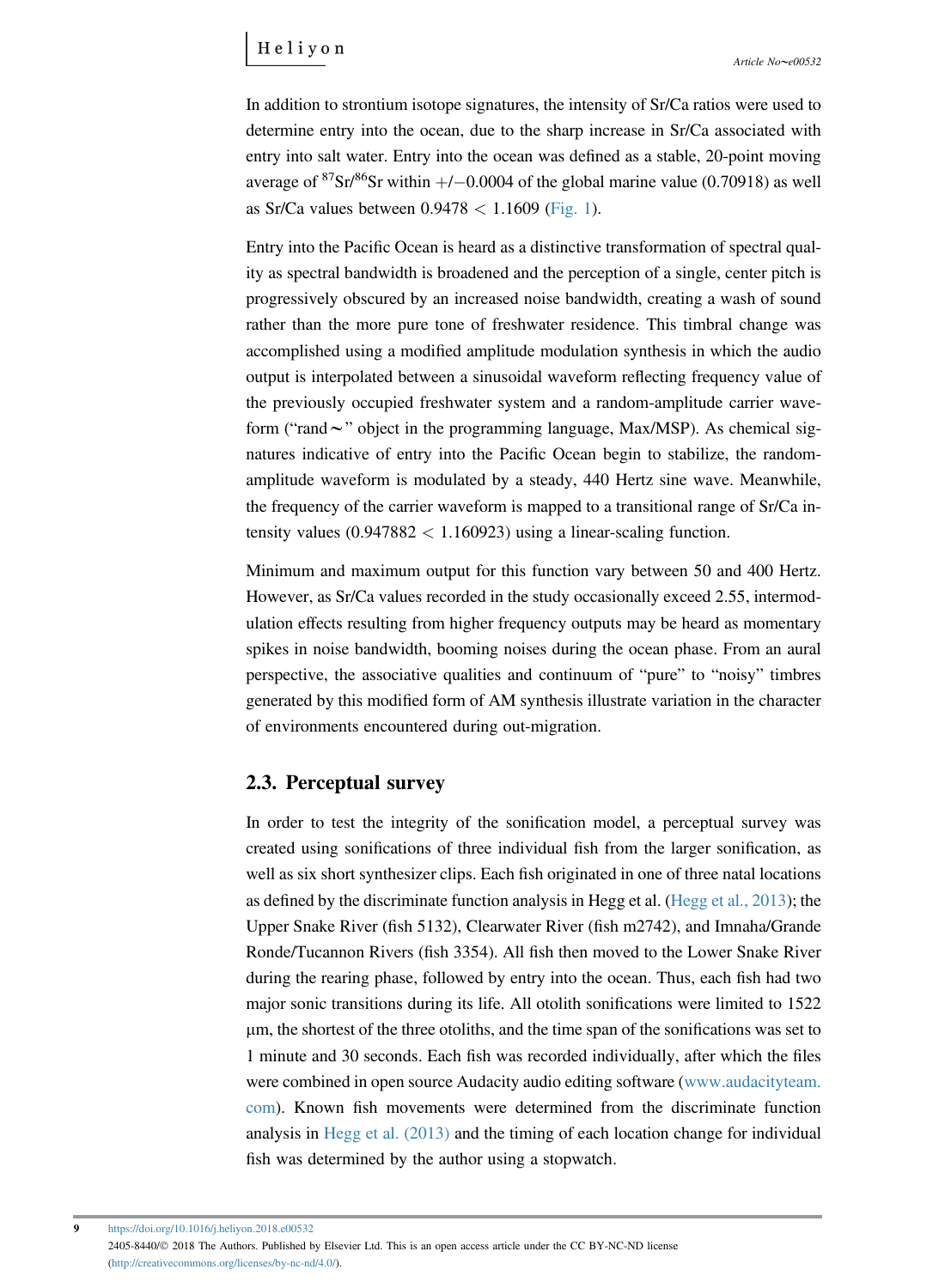In addition to strontium isotope signatures, the intensity of Sr/Ca ratios were used to determine entry into the ocean, due to the sharp increase in Sr/Ca associated with entry into salt water. Entry into the ocean was defined as a stable, 20-point moving average of $^{87}Sr/^{86}Sr$ within +/−0.0004 of the global marine value (0.70918) as well as Sr/Ca values between 0.9478 < 1.1609 (Fig. 1).

Entry into the Pacific Ocean is heard as a distinctive transformation of spectral quality as spectral bandwidth is broadened and the perception of a single, center pitch is progressively obscured by an increased noise bandwidth, creating a wash of sound rather than the more pure tone of freshwater residence. This timbral change was accomplished using a modified amplitude modulation synthesis in which the audio output is interpolated between a sinusoidal waveform reflecting frequency value of the previously occupied freshwater system and a random-amplitude carrier waveform ("rand~" object in the programming language, Max/MSP). As chemical signatures indicative of entry into the Pacific Ocean begin to stabilize, the random-amplitude waveform is modulated by a steady, 440 Hertz sine wave. Meanwhile, the frequency of the carrier waveform is mapped to a transitional range of Sr/Ca intensity values (0.947882 < 1.160923) using a linear-scaling function.

Minimum and maximum output for this function vary between 50 and 400 Hertz. However, as Sr/Ca values recorded in the study occasionally exceed 2.55, intermodulation effects resulting from higher frequency outputs may be heard as momentary spikes in noise bandwidth, booming noises during the ocean phase. From an aural perspective, the associative qualities and continuum of "pure" to "noisy" timbres generated by this modified form of AM synthesis illustrate variation in the character of environments encountered during out-migration.

## 2.3. Perceptual survey

In order to test the integrity of the sonification model, a perceptual survey was created using sonifications of three individual fish from the larger sonification, as well as six short synthesizer clips. Each fish originated in one of three natal locations as defined by the discriminate function analysis in Hegg et al. (Hegg et al., 2013); the Upper Snake River (fish 5132), Clearwater River (fish m2742), and Imnaha/Grande Ronde/Tucannon Rivers (fish 3354). All fish then moved to the Lower Snake River during the rearing phase, followed by entry into the ocean. Thus, each fish had two major sonic transitions during its life. All otolith sonifications were limited to 1522 μm, the shortest of the three otoliths, and the time span of the sonifications was set to 1 minute and 30 seconds. Each fish was recorded individually, after which the files were combined in open source Audacity audio editing software (www.audacityteam.com). Known fish movements were determined from the discriminate function analysis in Hegg et al. (2013) and the timing of each location change for individual fish was determined by the author using a stopwatch.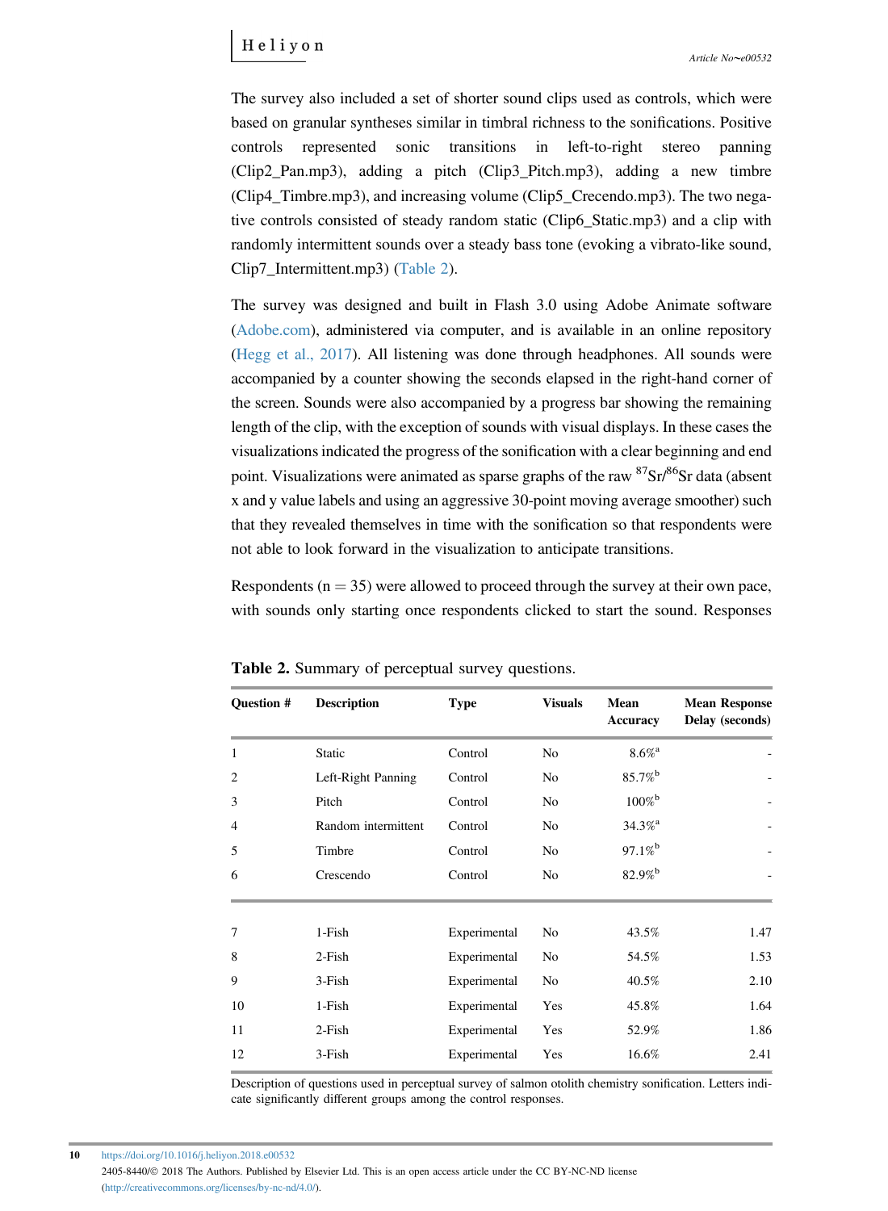The survey also included a set of shorter sound clips used as controls, which were based on granular syntheses similar in timbral richness to the sonifications. Positive controls represented sonic transitions in left-to-right stereo panning (Clip2_Pan.mp3), adding a pitch (Clip3_Pitch.mp3), adding a new timbre (Clip4_Timbre.mp3), and increasing volume (Clip5_Crecendo.mp3). The two negative controls consisted of steady random static (Clip6_Static.mp3) and a clip with randomly intermittent sounds over a steady bass tone (evoking a vibrato-like sound, Clip7_Intermittent.mp3) (Table 2).

The survey was designed and built in Flash 3.0 using Adobe Animate software (Adobe.com), administered via computer, and is available in an online repository (Hegg et al., 2017). All listening was done through headphones. All sounds were accompanied by a counter showing the seconds elapsed in the right-hand corner of the screen. Sounds were also accompanied by a progress bar showing the remaining length of the clip, with the exception of sounds with visual displays. In these cases the visualizations indicated the progress of the sonification with a clear beginning and end point. Visualizations were animated as sparse graphs of the raw $^{87}Sr/^{86}Sr$ data (absent x and y value labels and using an aggressive 30-point moving average smoother) such that they revealed themselves in time with the sonification so that respondents were not able to look forward in the visualization to anticipate transitions.

Respondents ($n = 35$) were allowed to proceed through the survey at their own pace, with sounds only starting once respondents clicked to start the sound. Responses

**Table 2.** Summary of perceptual survey questions.

| Question # | Description | Type | Visuals | Mean Accuracy | Mean Response Delay (seconds) |
|---|---|---|---|---|---|
| 1 | Static | Control | No | 8.6%[a] | - |
| 2 | Left-Right Panning | Control | No | 85.7%[b] | - |
| 3 | Pitch | Control | No | 100%[b] | - |
| 4 | Random intermittent | Control | No | 34.3%[a] | - |
| 5 | Timbre | Control | No | 97.1%[b] | - |
| 6 | Crescendo | Control | No | 82.9%[b] | - |
| 7 | 1-Fish | Experimental | No | 43.5% | 1.47 |
| 8 | 2-Fish | Experimental | No | 54.5% | 1.53 |
| 9 | 3-Fish | Experimental | No | 40.5% | 2.10 |
| 10 | 1-Fish | Experimental | Yes | 45.8% | 1.64 |
| 11 | 2-Fish | Experimental | Yes | 52.9% | 1.86 |
| 12 | 3-Fish | Experimental | Yes | 16.6% | 2.41 |

Description of questions used in perceptual survey of salmon otolith chemistry sonification. Letters indicate significantly different groups among the control responses.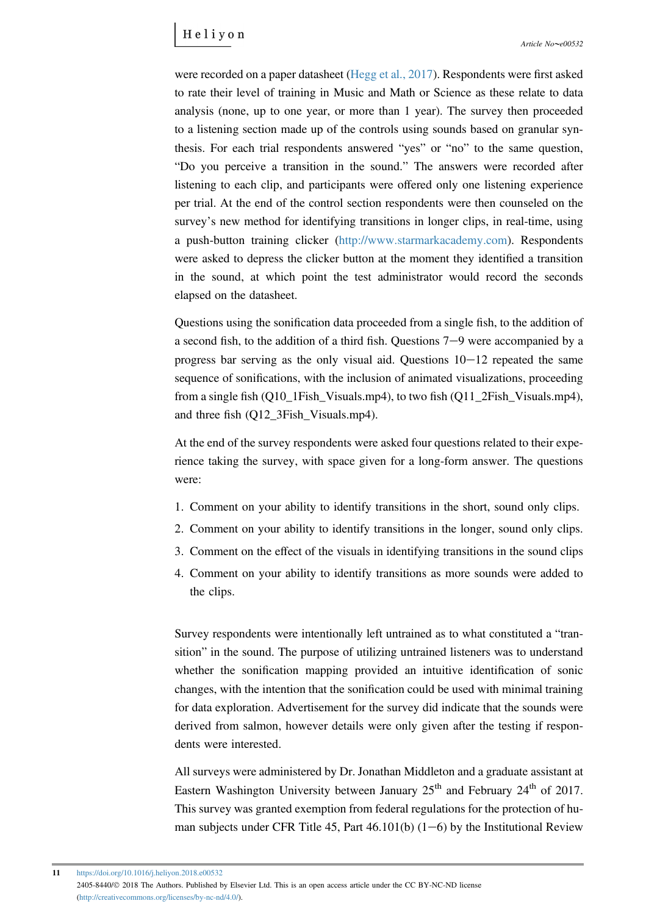were recorded on a paper datasheet (Hegg et al., 2017). Respondents were first asked to rate their level of training in Music and Math or Science as these relate to data analysis (none, up to one year, or more than 1 year). The survey then proceeded to a listening section made up of the controls using sounds based on granular synthesis. For each trial respondents answered "yes" or "no" to the same question, "Do you perceive a transition in the sound." The answers were recorded after listening to each clip, and participants were offered only one listening experience per trial. At the end of the control section respondents were then counseled on the survey's new method for identifying transitions in longer clips, in real-time, using a push-button training clicker (http://www.starmarkacademy.com). Respondents were asked to depress the clicker button at the moment they identified a transition in the sound, at which point the test administrator would record the seconds elapsed on the datasheet.

Questions using the sonification data proceeded from a single fish, to the addition of a second fish, to the addition of a third fish. Questions 7−9 were accompanied by a progress bar serving as the only visual aid. Questions 10−12 repeated the same sequence of sonifications, with the inclusion of animated visualizations, proceeding from a single fish (Q10_1Fish_Visuals.mp4), to two fish (Q11_2Fish_Visuals.mp4), and three fish (Q12_3Fish_Visuals.mp4).

At the end of the survey respondents were asked four questions related to their experience taking the survey, with space given for a long-form answer. The questions were:

1. Comment on your ability to identify transitions in the short, sound only clips.
2. Comment on your ability to identify transitions in the longer, sound only clips.
3. Comment on the effect of the visuals in identifying transitions in the sound clips
4. Comment on your ability to identify transitions as more sounds were added to the clips.

Survey respondents were intentionally left untrained as to what constituted a "transition" in the sound. The purpose of utilizing untrained listeners was to understand whether the sonification mapping provided an intuitive identification of sonic changes, with the intention that the sonification could be used with minimal training for data exploration. Advertisement for the survey did indicate that the sounds were derived from salmon, however details were only given after the testing if respondents were interested.

All surveys were administered by Dr. Jonathan Middleton and a graduate assistant at Eastern Washington University between January 25th and February 24th of 2017. This survey was granted exemption from federal regulations for the protection of human subjects under CFR Title 45, Part 46.101(b) (1−6) by the Institutional Review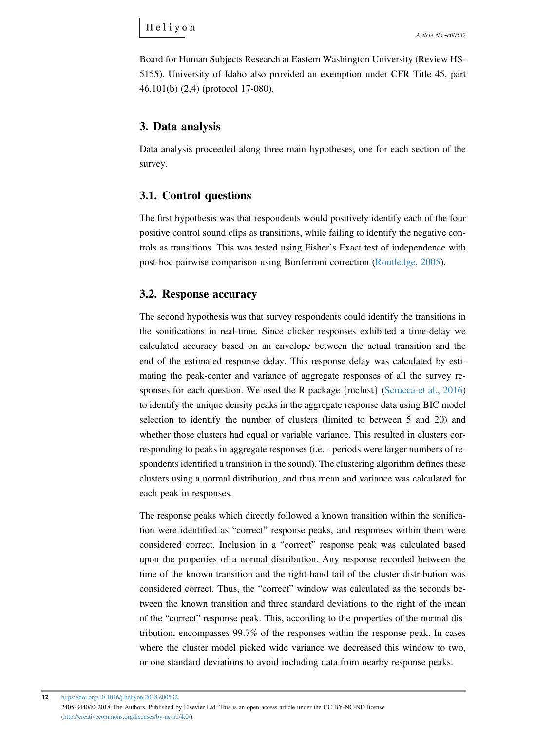Board for Human Subjects Research at Eastern Washington University (Review HS-5155). University of Idaho also provided an exemption under CFR Title 45, part 46.101(b) (2,4) (protocol 17-080).

## 3. Data analysis

Data analysis proceeded along three main hypotheses, one for each section of the survey.

### 3.1. Control questions

The first hypothesis was that respondents would positively identify each of the four positive control sound clips as transitions, while failing to identify the negative controls as transitions. This was tested using Fisher's Exact test of independence with post-hoc pairwise comparison using Bonferroni correction (Routledge, 2005).

### 3.2. Response accuracy

The second hypothesis was that survey respondents could identify the transitions in the sonifications in real-time. Since clicker responses exhibited a time-delay we calculated accuracy based on an envelope between the actual transition and the end of the estimated response delay. This response delay was calculated by estimating the peak-center and variance of aggregate responses of all the survey responses for each question. We used the R package {mclust} (Scrucca et al., 2016) to identify the unique density peaks in the aggregate response data using BIC model selection to identify the number of clusters (limited to between 5 and 20) and whether those clusters had equal or variable variance. This resulted in clusters corresponding to peaks in aggregate responses (i.e. - periods were larger numbers of respondents identified a transition in the sound). The clustering algorithm defines these clusters using a normal distribution, and thus mean and variance was calculated for each peak in responses.

The response peaks which directly followed a known transition within the sonification were identified as "correct" response peaks, and responses within them were considered correct. Inclusion in a "correct" response peak was calculated based upon the properties of a normal distribution. Any response recorded between the time of the known transition and the right-hand tail of the cluster distribution was considered correct. Thus, the "correct" window was calculated as the seconds between the known transition and three standard deviations to the right of the mean of the "correct" response peak. This, according to the properties of the normal distribution, encompasses 99.7% of the responses within the response peak. In cases where the cluster model picked wide variance we decreased this window to two, or one standard deviations to avoid including data from nearby response peaks.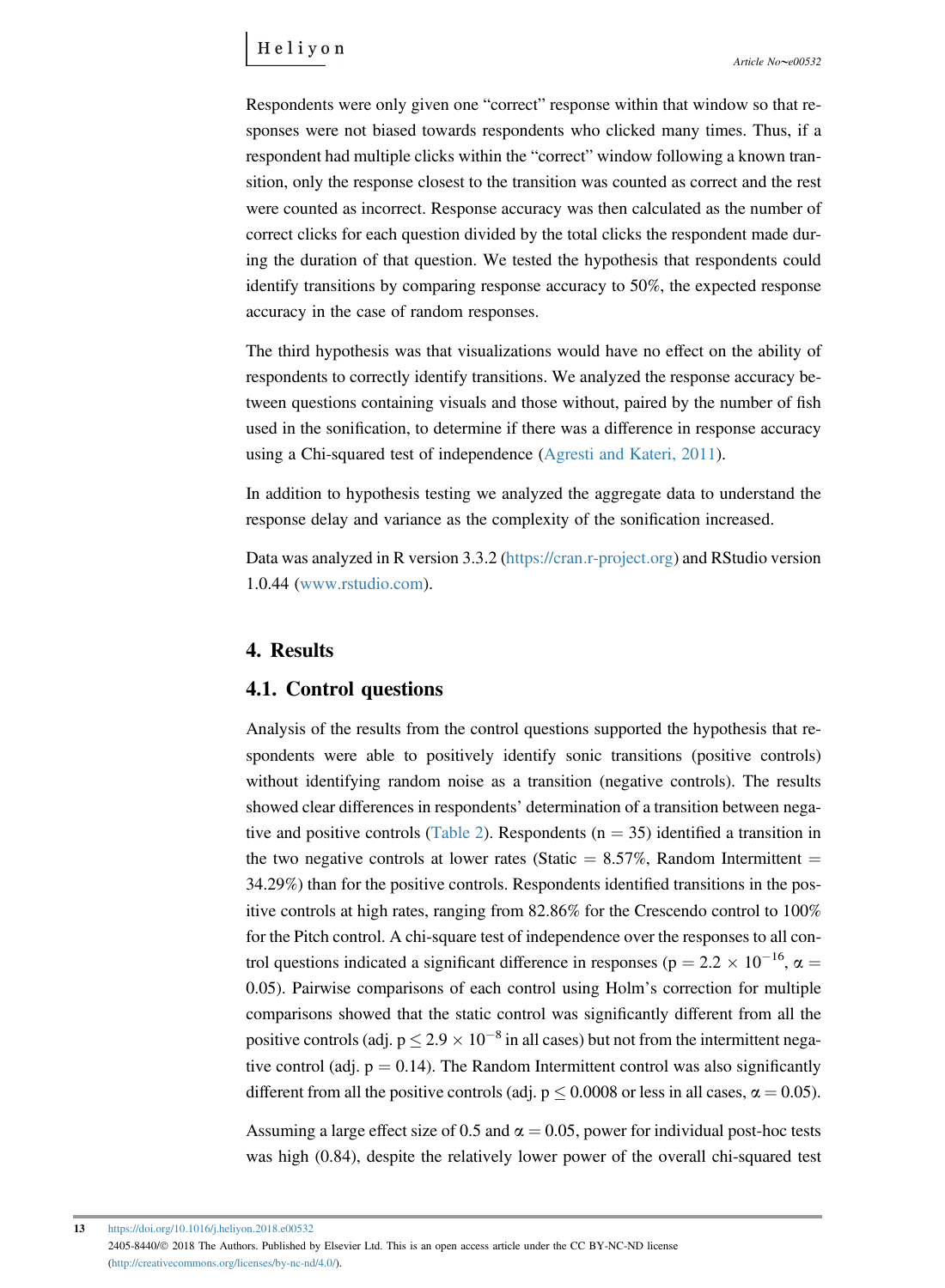Respondents were only given one "correct" response within that window so that responses were not biased towards respondents who clicked many times. Thus, if a respondent had multiple clicks within the "correct" window following a known transition, only the response closest to the transition was counted as correct and the rest were counted as incorrect. Response accuracy was then calculated as the number of correct clicks for each question divided by the total clicks the respondent made during the duration of that question. We tested the hypothesis that respondents could identify transitions by comparing response accuracy to 50%, the expected response accuracy in the case of random responses.

The third hypothesis was that visualizations would have no effect on the ability of respondents to correctly identify transitions. We analyzed the response accuracy between questions containing visuals and those without, paired by the number of fish used in the sonification, to determine if there was a difference in response accuracy using a Chi-squared test of independence (Agresti and Kateri, 2011).

In addition to hypothesis testing we analyzed the aggregate data to understand the response delay and variance as the complexity of the sonification increased.

Data was analyzed in R version 3.3.2 (https://cran.r-project.org) and RStudio version 1.0.44 (www.rstudio.com).

## 4. Results

### 4.1. Control questions

Analysis of the results from the control questions supported the hypothesis that respondents were able to positively identify sonic transitions (positive controls) without identifying random noise as a transition (negative controls). The results showed clear differences in respondents' determination of a transition between negative and positive controls (Table 2). Respondents ($n = 35$) identified a transition in the two negative controls at lower rates (Static = 8.57%, Random Intermittent = 34.29%) than for the positive controls. Respondents identified transitions in the positive controls at high rates, ranging from 82.86% for the Crescendo control to 100% for the Pitch control. A chi-square test of independence over the responses to all control questions indicated a significant difference in responses ($p = 2.2 \times 10^{-16}$, $\alpha = 0.05$). Pairwise comparisons of each control using Holm's correction for multiple comparisons showed that the static control was significantly different from all the positive controls (adj. $p \leq 2.9 \times 10^{-8}$ in all cases) but not from the intermittent negative control (adj. $p = 0.14$). The Random Intermittent control was also significantly different from all the positive controls (adj. $p \leq 0.0008$ or less in all cases, $\alpha = 0.05$).

Assuming a large effect size of 0.5 and $\alpha = 0.05$, power for individual post-hoc tests was high (0.84), despite the relatively lower power of the overall chi-squared test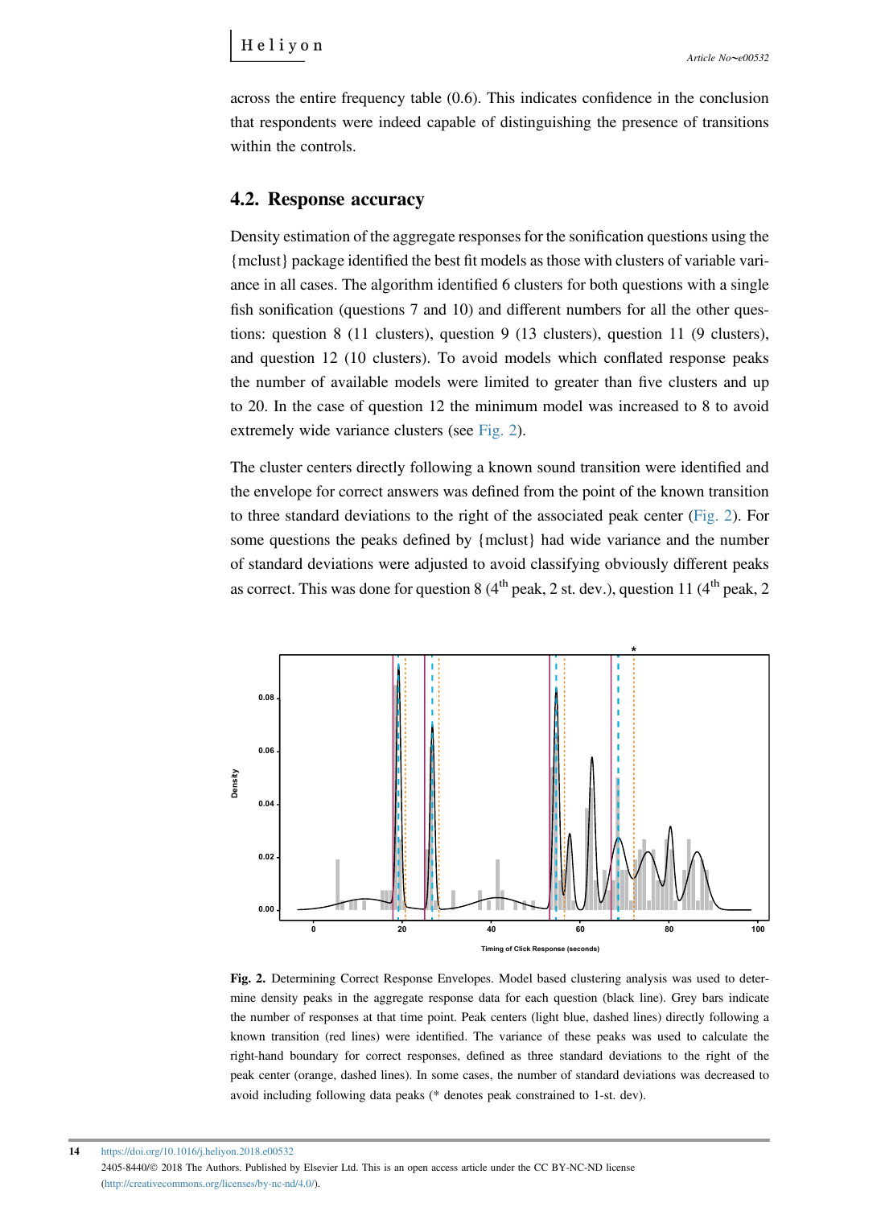across the entire frequency table (0.6). This indicates confidence in the conclusion that respondents were indeed capable of distinguishing the presence of transitions within the controls.

## 4.2. Response accuracy

Density estimation of the aggregate responses for the sonification questions using the {mclust} package identified the best fit models as those with clusters of variable variance in all cases. The algorithm identified 6 clusters for both questions with a single fish sonification (questions 7 and 10) and different numbers for all the other questions: question 8 (11 clusters), question 9 (13 clusters), question 11 (9 clusters), and question 12 (10 clusters). To avoid models which conflated response peaks the number of available models were limited to greater than five clusters and up to 20. In the case of question 12 the minimum model was increased to 8 to avoid extremely wide variance clusters (see Fig. 2).

The cluster centers directly following a known sound transition were identified and the envelope for correct answers was defined from the point of the known transition to three standard deviations to the right of the associated peak center (Fig. 2). For some questions the peaks defined by {mclust} had wide variance and the number of standard deviations were adjusted to avoid classifying obviously different peaks as correct. This was done for question 8 (4th peak, 2 st. dev.), question 11 (4th peak, 2

**Fig. 2.** Determining Correct Response Envelopes. Model based clustering analysis was used to determine density peaks in the aggregate response data for each question (black line). Grey bars indicate the number of responses at that time point. Peak centers (light blue, dashed lines) directly following a known transition (red lines) were identified. The variance of these peaks was used to calculate the right-hand boundary for correct responses, defined as three standard deviations to the right of the peak center (orange, dashed lines). In some cases, the number of standard deviations was decreased to avoid including following data peaks (* denotes peak constrained to 1-st. dev).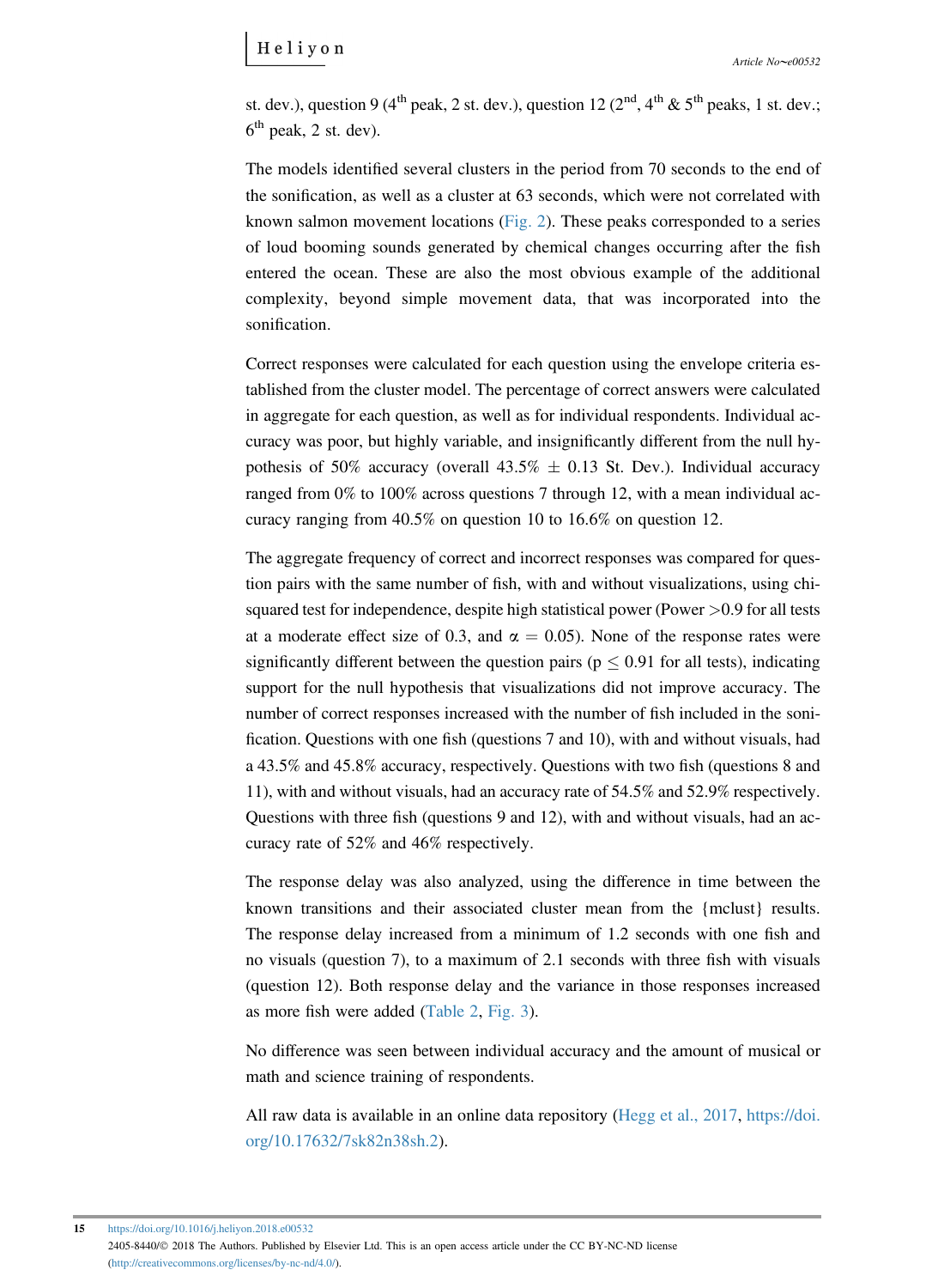st. dev.), question 9 (4th peak, 2 st. dev.), question 12 (2nd, 4th & 5th peaks, 1 st. dev.; 6th peak, 2 st. dev).

The models identified several clusters in the period from 70 seconds to the end of the sonification, as well as a cluster at 63 seconds, which were not correlated with known salmon movement locations (Fig. 2). These peaks corresponded to a series of loud booming sounds generated by chemical changes occurring after the fish entered the ocean. These are also the most obvious example of the additional complexity, beyond simple movement data, that was incorporated into the sonification.

Correct responses were calculated for each question using the envelope criteria established from the cluster model. The percentage of correct answers were calculated in aggregate for each question, as well as for individual respondents. Individual accuracy was poor, but highly variable, and insignificantly different from the null hypothesis of 50% accuracy (overall 43.5% $\pm$ 0.13 St. Dev.). Individual accuracy ranged from 0% to 100% across questions 7 through 12, with a mean individual accuracy ranging from 40.5% on question 10 to 16.6% on question 12.

The aggregate frequency of correct and incorrect responses was compared for question pairs with the same number of fish, with and without visualizations, using chi-squared test for independence, despite high statistical power (Power $>0.9$ for all tests at a moderate effect size of 0.3, and $\alpha = 0.05$). None of the response rates were significantly different between the question pairs ($p \leq 0.91$ for all tests), indicating support for the null hypothesis that visualizations did not improve accuracy. The number of correct responses increased with the number of fish included in the sonification. Questions with one fish (questions 7 and 10), with and without visuals, had a 43.5% and 45.8% accuracy, respectively. Questions with two fish (questions 8 and 11), with and without visuals, had an accuracy rate of 54.5% and 52.9% respectively. Questions with three fish (questions 9 and 12), with and without visuals, had an accuracy rate of 52% and 46% respectively.

The response delay was also analyzed, using the difference in time between the known transitions and their associated cluster mean from the {mclust} results. The response delay increased from a minimum of 1.2 seconds with one fish and no visuals (question 7), to a maximum of 2.1 seconds with three fish with visuals (question 12). Both response delay and the variance in those responses increased as more fish were added (Table 2, Fig. 3).

No difference was seen between individual accuracy and the amount of musical or math and science training of respondents.

All raw data is available in an online data repository (Hegg et al., 2017, https://doi.org/10.17632/7sk82n38sh.2).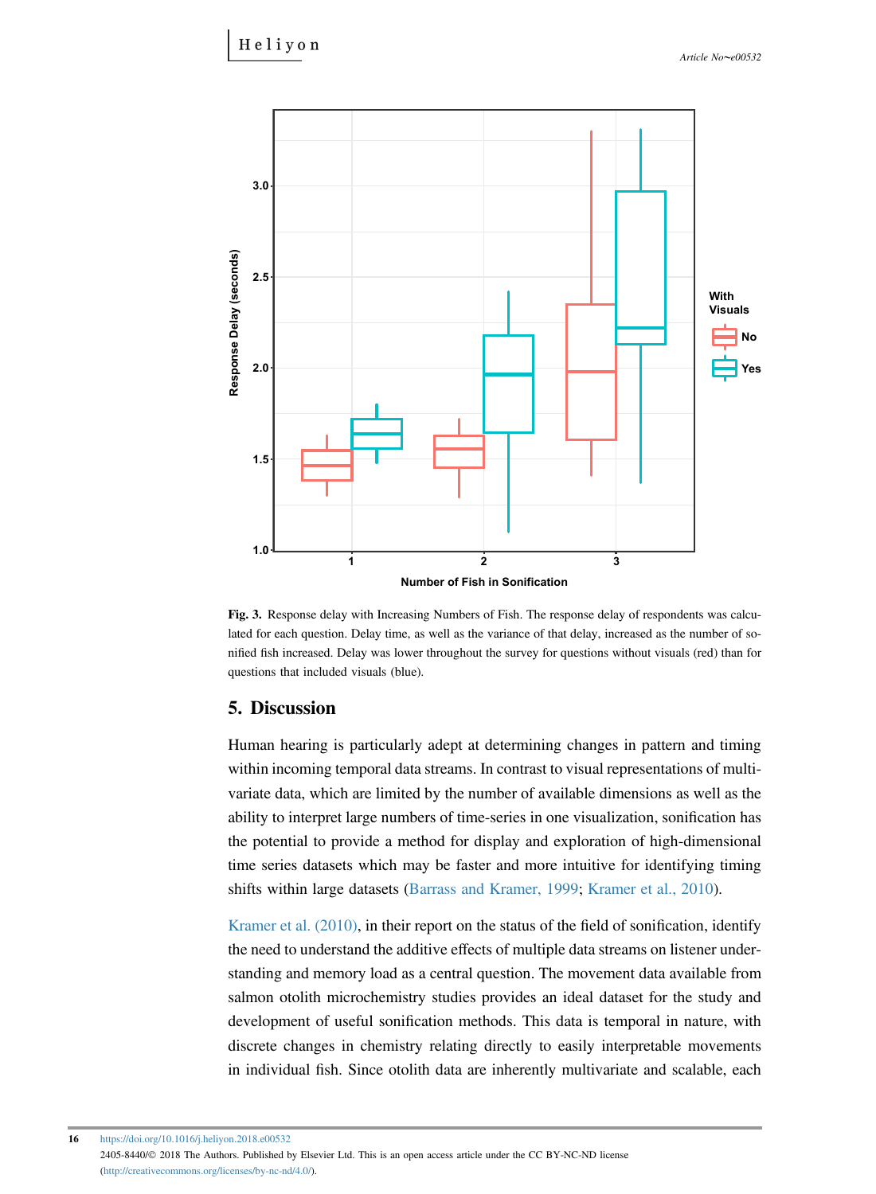**Fig. 3.** Response delay with Increasing Numbers of Fish. The response delay of respondents was calculated for each question. Delay time, as well as the variance of that delay, increased as the number of sonified fish increased. Delay was lower throughout the survey for questions without visuals (red) than for questions that included visuals (blue).

## 5. Discussion

Human hearing is particularly adept at determining changes in pattern and timing within incoming temporal data streams. In contrast to visual representations of multivariate data, which are limited by the number of available dimensions as well as the ability to interpret large numbers of time-series in one visualization, sonification has the potential to provide a method for display and exploration of high-dimensional time series datasets which may be faster and more intuitive for identifying timing shifts within large datasets (Barrass and Kramer, 1999; Kramer et al., 2010).

Kramer et al. (2010), in their report on the status of the field of sonification, identify the need to understand the additive effects of multiple data streams on listener understanding and memory load as a central question. The movement data available from salmon otolith microchemistry studies provides an ideal dataset for the study and development of useful sonification methods. This data is temporal in nature, with discrete changes in chemistry relating directly to easily interpretable movements in individual fish. Since otolith data are inherently multivariate and scalable, each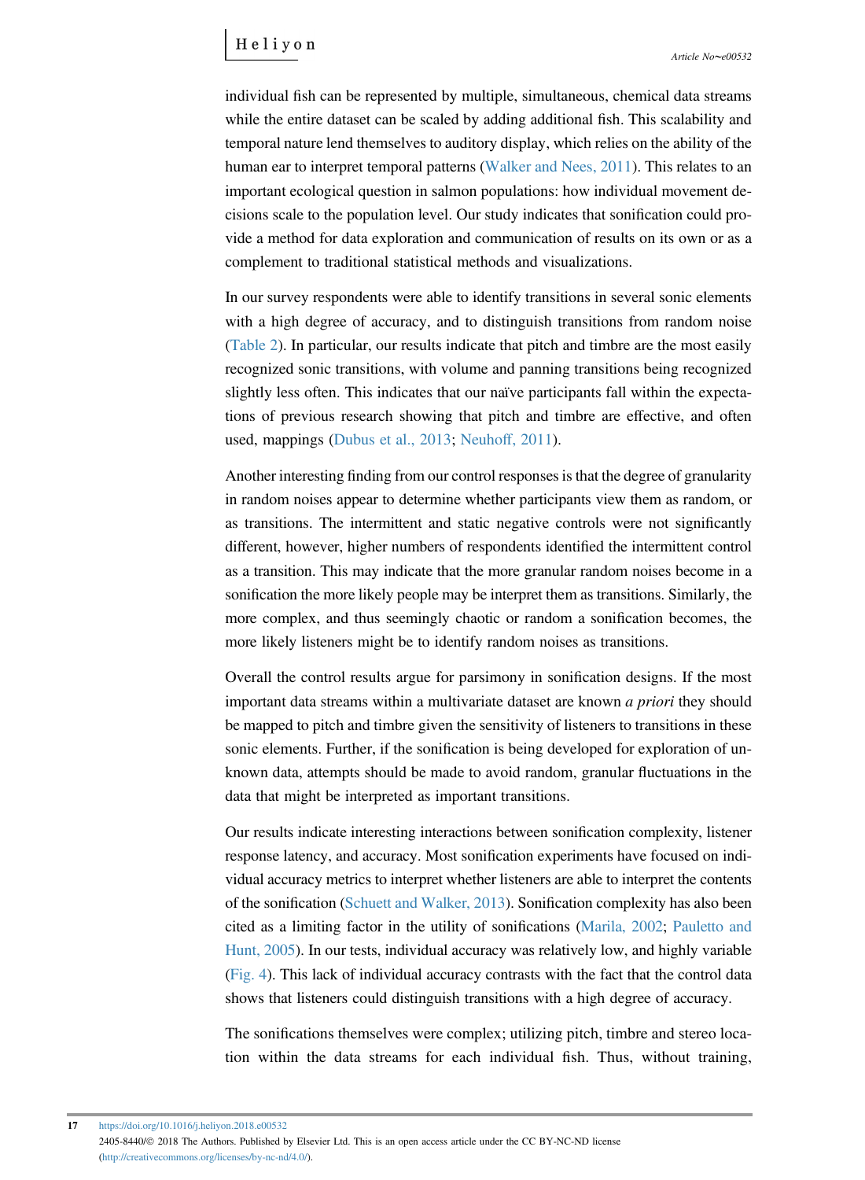individual fish can be represented by multiple, simultaneous, chemical data streams while the entire dataset can be scaled by adding additional fish. This scalability and temporal nature lend themselves to auditory display, which relies on the ability of the human ear to interpret temporal patterns (Walker and Nees, 2011). This relates to an important ecological question in salmon populations: how individual movement decisions scale to the population level. Our study indicates that sonification could provide a method for data exploration and communication of results on its own or as a complement to traditional statistical methods and visualizations.

In our survey respondents were able to identify transitions in several sonic elements with a high degree of accuracy, and to distinguish transitions from random noise (Table 2). In particular, our results indicate that pitch and timbre are the most easily recognized sonic transitions, with volume and panning transitions being recognized slightly less often. This indicates that our naïve participants fall within the expectations of previous research showing that pitch and timbre are effective, and often used, mappings (Dubus et al., 2013; Neuhoff, 2011).

Another interesting finding from our control responses is that the degree of granularity in random noises appear to determine whether participants view them as random, or as transitions. The intermittent and static negative controls were not significantly different, however, higher numbers of respondents identified the intermittent control as a transition. This may indicate that the more granular random noises become in a sonification the more likely people may be interpret them as transitions. Similarly, the more complex, and thus seemingly chaotic or random a sonification becomes, the more likely listeners might be to identify random noises as transitions.

Overall the control results argue for parsimony in sonification designs. If the most important data streams within a multivariate dataset are known *a priori* they should be mapped to pitch and timbre given the sensitivity of listeners to transitions in these sonic elements. Further, if the sonification is being developed for exploration of unknown data, attempts should be made to avoid random, granular fluctuations in the data that might be interpreted as important transitions.

Our results indicate interesting interactions between sonification complexity, listener response latency, and accuracy. Most sonification experiments have focused on individual accuracy metrics to interpret whether listeners are able to interpret the contents of the sonification (Schuett and Walker, 2013). Sonification complexity has also been cited as a limiting factor in the utility of sonifications (Marila, 2002; Pauletto and Hunt, 2005). In our tests, individual accuracy was relatively low, and highly variable (Fig. 4). This lack of individual accuracy contrasts with the fact that the control data shows that listeners could distinguish transitions with a high degree of accuracy.

The sonifications themselves were complex; utilizing pitch, timbre and stereo location within the data streams for each individual fish. Thus, without training,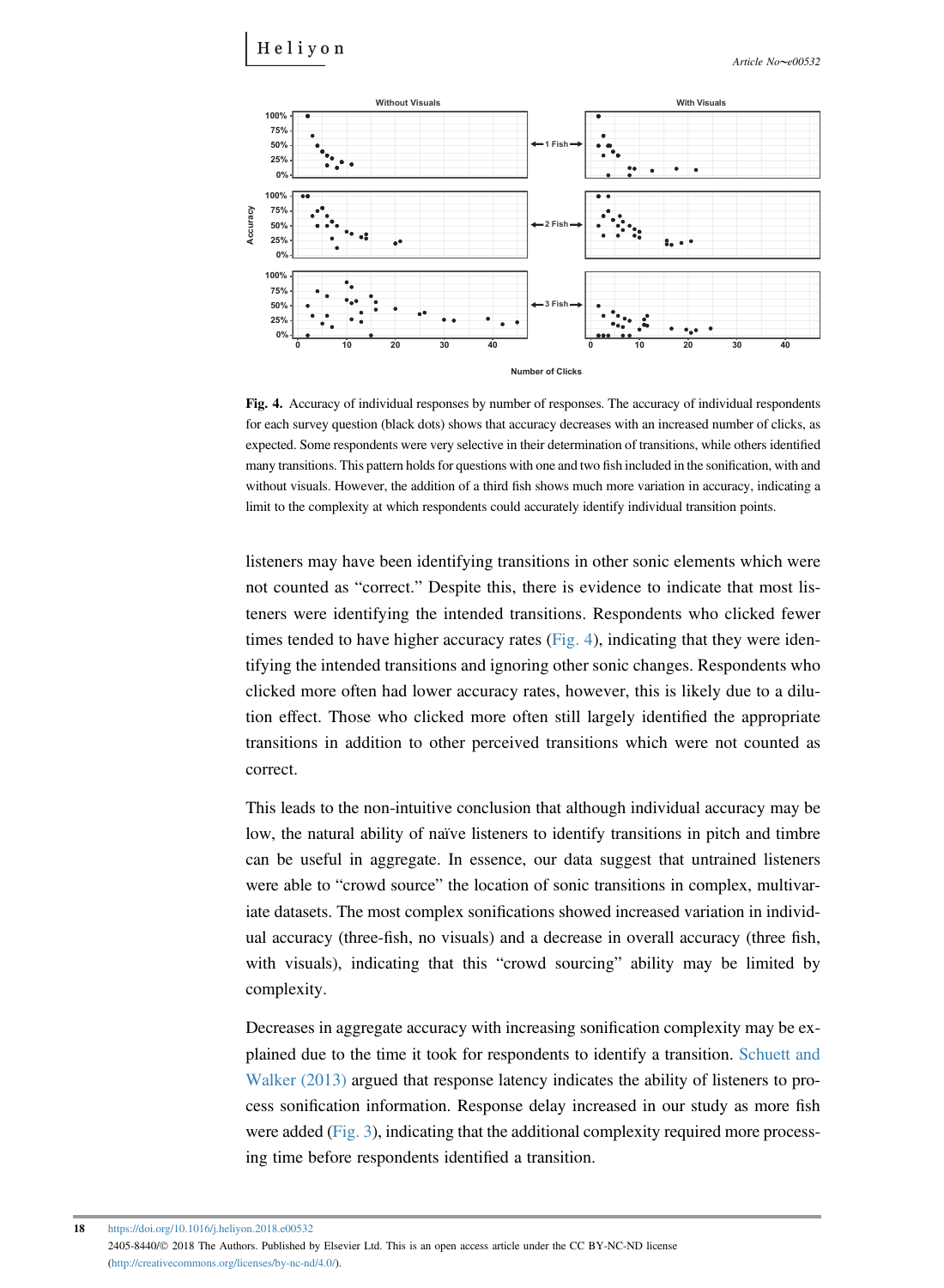Without Visuals

With Visuals

100%
75%
50%
25%
0%

Accuracy

← 1 Fish →

← 2 Fish →

← 3 Fish →

0 10 20 30 40

0 10 20 30 40

Number of Clicks

**Fig. 4.** Accuracy of individual responses by number of responses. The accuracy of individual respondents for each survey question (black dots) shows that accuracy decreases with an increased number of clicks, as expected. Some respondents were very selective in their determination of transitions, while others identified many transitions. This pattern holds for questions with one and two fish included in the sonification, with and without visuals. However, the addition of a third fish shows much more variation in accuracy, indicating a limit to the complexity at which respondents could accurately identify individual transition points.

listeners may have been identifying transitions in other sonic elements which were not counted as "correct." Despite this, there is evidence to indicate that most listeners were identifying the intended transitions. Respondents who clicked fewer times tended to have higher accuracy rates (Fig. 4), indicating that they were identifying the intended transitions and ignoring other sonic changes. Respondents who clicked more often had lower accuracy rates, however, this is likely due to a dilution effect. Those who clicked more often still largely identified the appropriate transitions in addition to other perceived transitions which were not counted as correct.

This leads to the non-intuitive conclusion that although individual accuracy may be low, the natural ability of naïve listeners to identify transitions in pitch and timbre can be useful in aggregate. In essence, our data suggest that untrained listeners were able to "crowd source" the location of sonic transitions in complex, multivariate datasets. The most complex sonifications showed increased variation in individual accuracy (three-fish, no visuals) and a decrease in overall accuracy (three fish, with visuals), indicating that this "crowd sourcing" ability may be limited by complexity.

Decreases in aggregate accuracy with increasing sonification complexity may be explained due to the time it took for respondents to identify a transition. Schuett and Walker (2013) argued that response latency indicates the ability of listeners to process sonification information. Response delay increased in our study as more fish were added (Fig. 3), indicating that the additional complexity required more processing time before respondents identified a transition.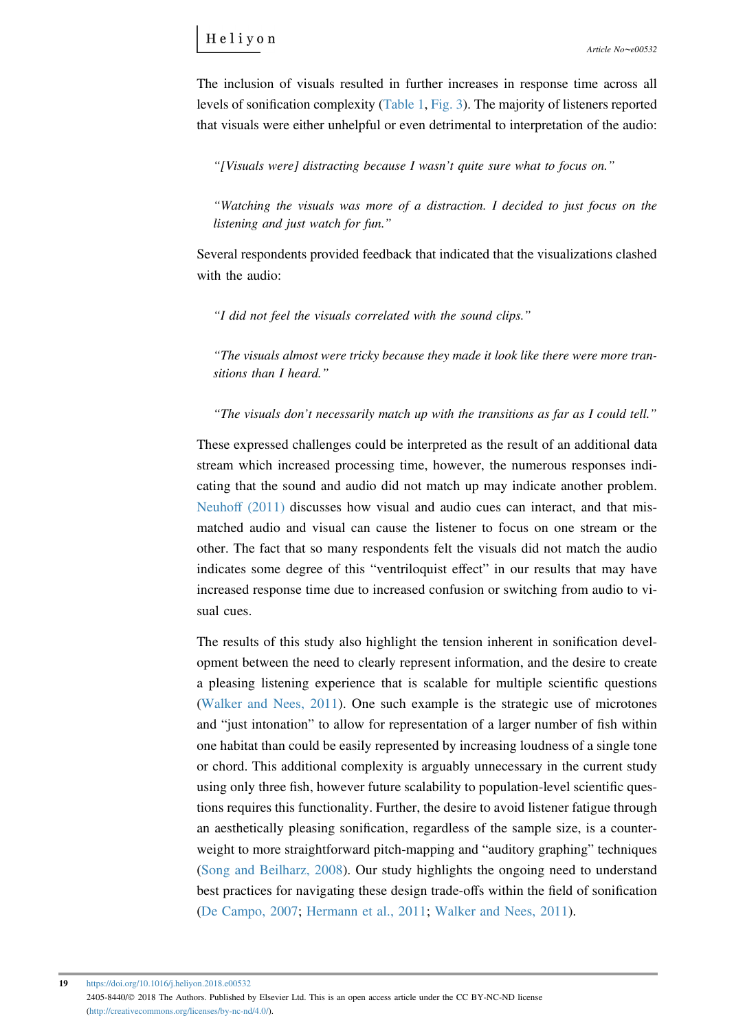The inclusion of visuals resulted in further increases in response time across all levels of sonification complexity (Table 1, Fig. 3). The majority of listeners reported that visuals were either unhelpful or even detrimental to interpretation of the audio:

> *"[Visuals were] distracting because I wasn't quite sure what to focus on."*

> *"Watching the visuals was more of a distraction. I decided to just focus on the listening and just watch for fun."*

Several respondents provided feedback that indicated that the visualizations clashed with the audio:

> *"I did not feel the visuals correlated with the sound clips."*

> *"The visuals almost were tricky because they made it look like there were more transitions than I heard."*

> *"The visuals don't necessarily match up with the transitions as far as I could tell."*

These expressed challenges could be interpreted as the result of an additional data stream which increased processing time, however, the numerous responses indicating that the sound and audio did not match up may indicate another problem. Neuhoff (2011) discusses how visual and audio cues can interact, and that mismatched audio and visual can cause the listener to focus on one stream or the other. The fact that so many respondents felt the visuals did not match the audio indicates some degree of this "ventriloquist effect" in our results that may have increased response time due to increased confusion or switching from audio to visual cues.

The results of this study also highlight the tension inherent in sonification development between the need to clearly represent information, and the desire to create a pleasing listening experience that is scalable for multiple scientific questions (Walker and Nees, 2011). One such example is the strategic use of microtones and "just intonation" to allow for representation of a larger number of fish within one habitat than could be easily represented by increasing loudness of a single tone or chord. This additional complexity is arguably unnecessary in the current study using only three fish, however future scalability to population-level scientific questions requires this functionality. Further, the desire to avoid listener fatigue through an aesthetically pleasing sonification, regardless of the sample size, is a counterweight to more straightforward pitch-mapping and "auditory graphing" techniques (Song and Beilharz, 2008). Our study highlights the ongoing need to understand best practices for navigating these design trade-offs within the field of sonification (De Campo, 2007; Hermann et al., 2011; Walker and Nees, 2011).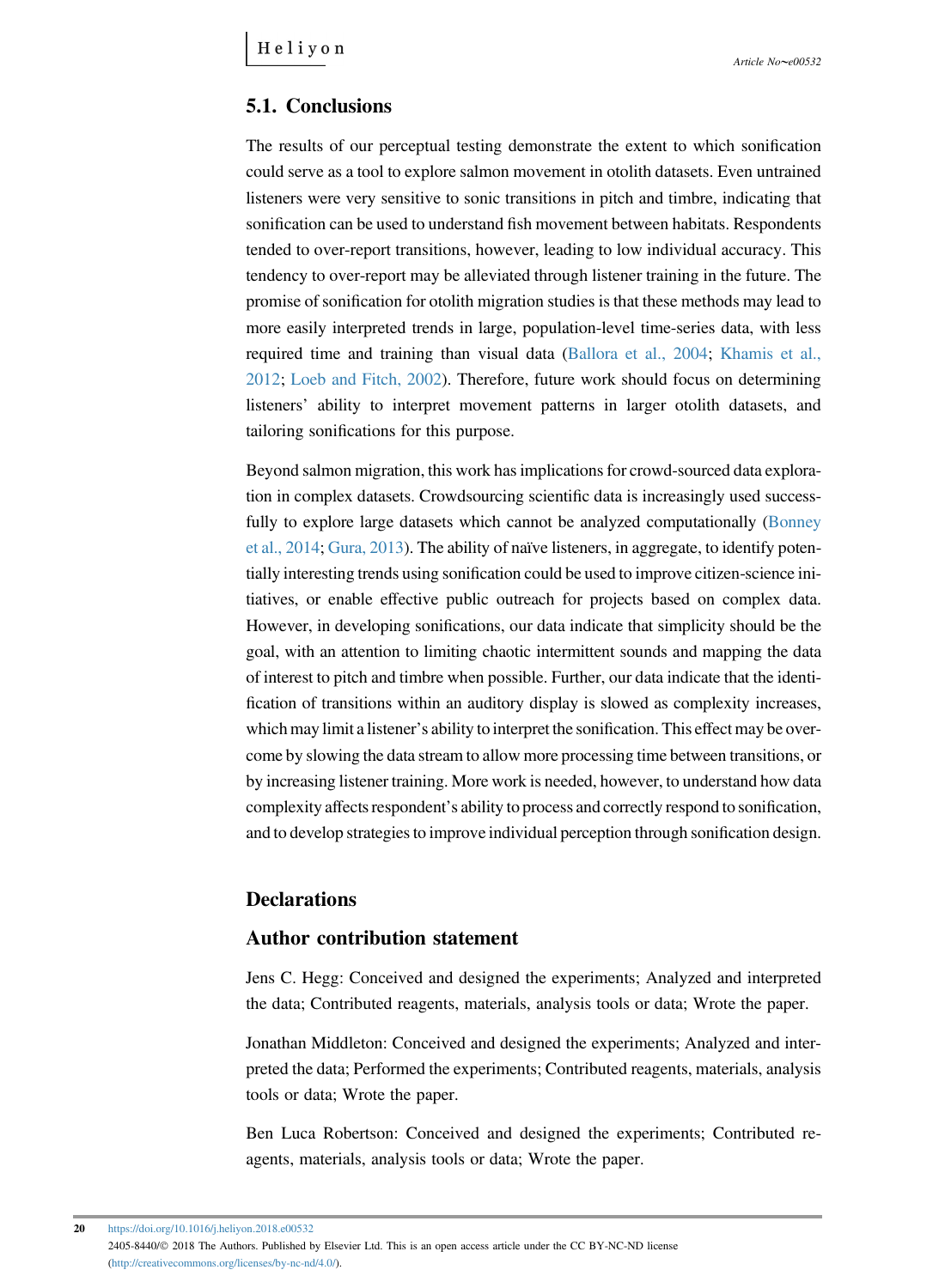## 5.1. Conclusions

The results of our perceptual testing demonstrate the extent to which sonification could serve as a tool to explore salmon movement in otolith datasets. Even untrained listeners were very sensitive to sonic transitions in pitch and timbre, indicating that sonification can be used to understand fish movement between habitats. Respondents tended to over-report transitions, however, leading to low individual accuracy. This tendency to over-report may be alleviated through listener training in the future. The promise of sonification for otolith migration studies is that these methods may lead to more easily interpreted trends in large, population-level time-series data, with less required time and training than visual data (Ballora et al., 2004; Khamis et al., 2012; Loeb and Fitch, 2002). Therefore, future work should focus on determining listeners' ability to interpret movement patterns in larger otolith datasets, and tailoring sonifications for this purpose.

Beyond salmon migration, this work has implications for crowd-sourced data exploration in complex datasets. Crowdsourcing scientific data is increasingly used successfully to explore large datasets which cannot be analyzed computationally (Bonney et al., 2014; Gura, 2013). The ability of naïve listeners, in aggregate, to identify potentially interesting trends using sonification could be used to improve citizen-science initiatives, or enable effective public outreach for projects based on complex data. However, in developing sonifications, our data indicate that simplicity should be the goal, with an attention to limiting chaotic intermittent sounds and mapping the data of interest to pitch and timbre when possible. Further, our data indicate that the identification of transitions within an auditory display is slowed as complexity increases, which may limit a listener's ability to interpret the sonification. This effect may be overcome by slowing the data stream to allow more processing time between transitions, or by increasing listener training. More work is needed, however, to understand how data complexity affects respondent's ability to process and correctly respond to sonification, and to develop strategies to improve individual perception through sonification design.

## Declarations

### Author contribution statement

Jens C. Hegg: Conceived and designed the experiments; Analyzed and interpreted the data; Contributed reagents, materials, analysis tools or data; Wrote the paper.

Jonathan Middleton: Conceived and designed the experiments; Analyzed and interpreted the data; Performed the experiments; Contributed reagents, materials, analysis tools or data; Wrote the paper.

Ben Luca Robertson: Conceived and designed the experiments; Contributed reagents, materials, analysis tools or data; Wrote the paper.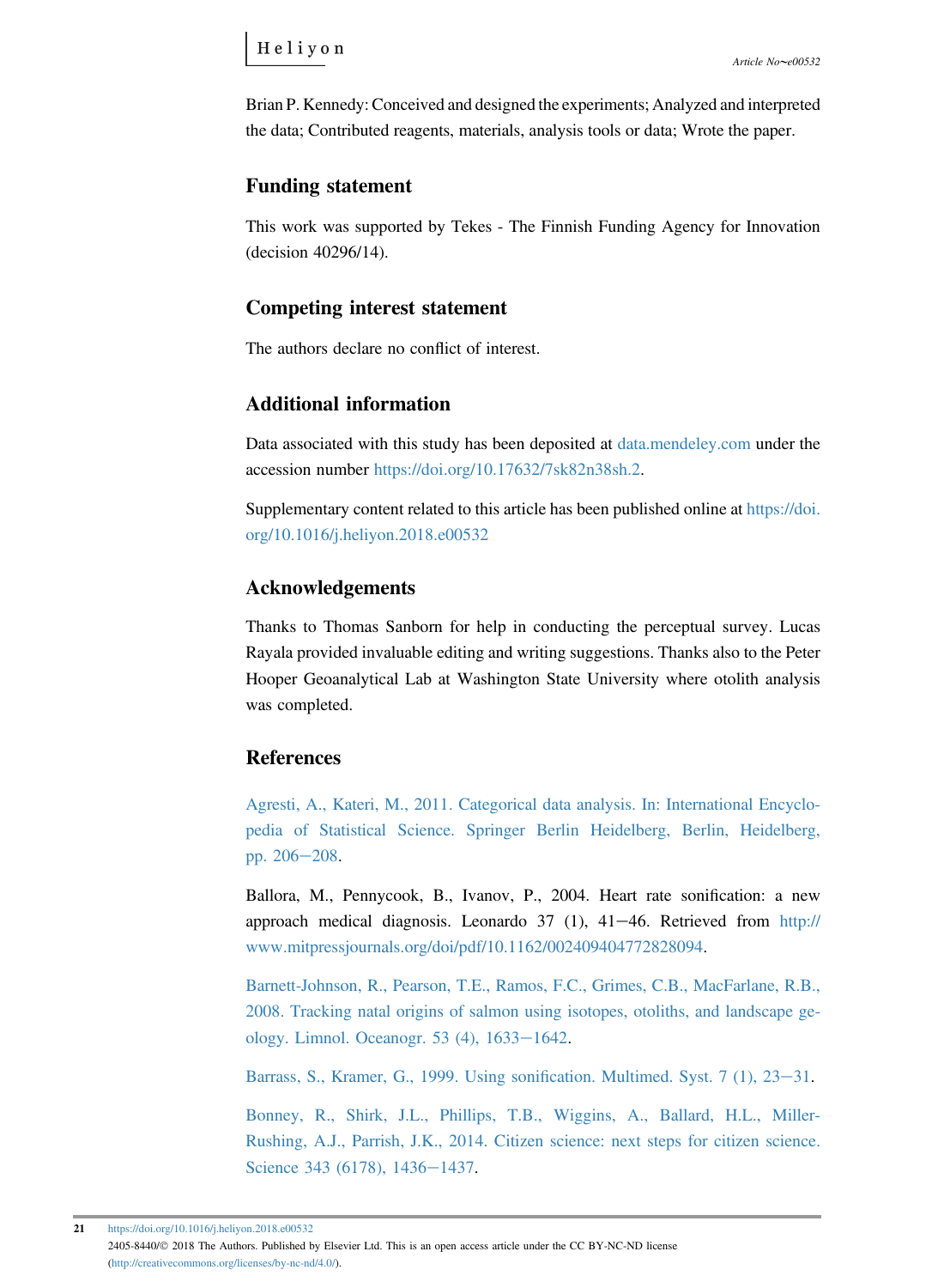Brian P. Kennedy: Conceived and designed the experiments; Analyzed and interpreted the data; Contributed reagents, materials, analysis tools or data; Wrote the paper.

## Funding statement

This work was supported by Tekes - The Finnish Funding Agency for Innovation (decision 40296/14).

## Competing interest statement

The authors declare no conflict of interest.

## Additional information

Data associated with this study has been deposited at data.mendeley.com under the accession number https://doi.org/10.17632/7sk82n38sh.2.

Supplementary content related to this article has been published online at https://doi.org/10.1016/j.heliyon.2018.e00532

## Acknowledgements

Thanks to Thomas Sanborn for help in conducting the perceptual survey. Lucas Rayala provided invaluable editing and writing suggestions. Thanks also to the Peter Hooper Geoanalytical Lab at Washington State University where otolith analysis was completed.

## References

Agresti, A., Kateri, M., 2011. Categorical data analysis. In: International Encyclopedia of Statistical Science. Springer Berlin Heidelberg, Berlin, Heidelberg, pp. 206–208.

Ballora, M., Pennycook, B., Ivanov, P., 2004. Heart rate sonification: a new approach medical diagnosis. Leonardo 37 (1), 41–46. Retrieved from http://www.mitpressjournals.org/doi/pdf/10.1162/002409404772828094.

Barnett-Johnson, R., Pearson, T.E., Ramos, F.C., Grimes, C.B., MacFarlane, R.B., 2008. Tracking natal origins of salmon using isotopes, otoliths, and landscape geology. Limnol. Oceanogr. 53 (4), 1633–1642.

Barrass, S., Kramer, G., 1999. Using sonification. Multimed. Syst. 7 (1), 23–31.

Bonney, R., Shirk, J.L., Phillips, T.B., Wiggins, A., Ballard, H.L., Miller-Rushing, A.J., Parrish, J.K., 2014. Citizen science: next steps for citizen science. Science 343 (6178), 1436–1437.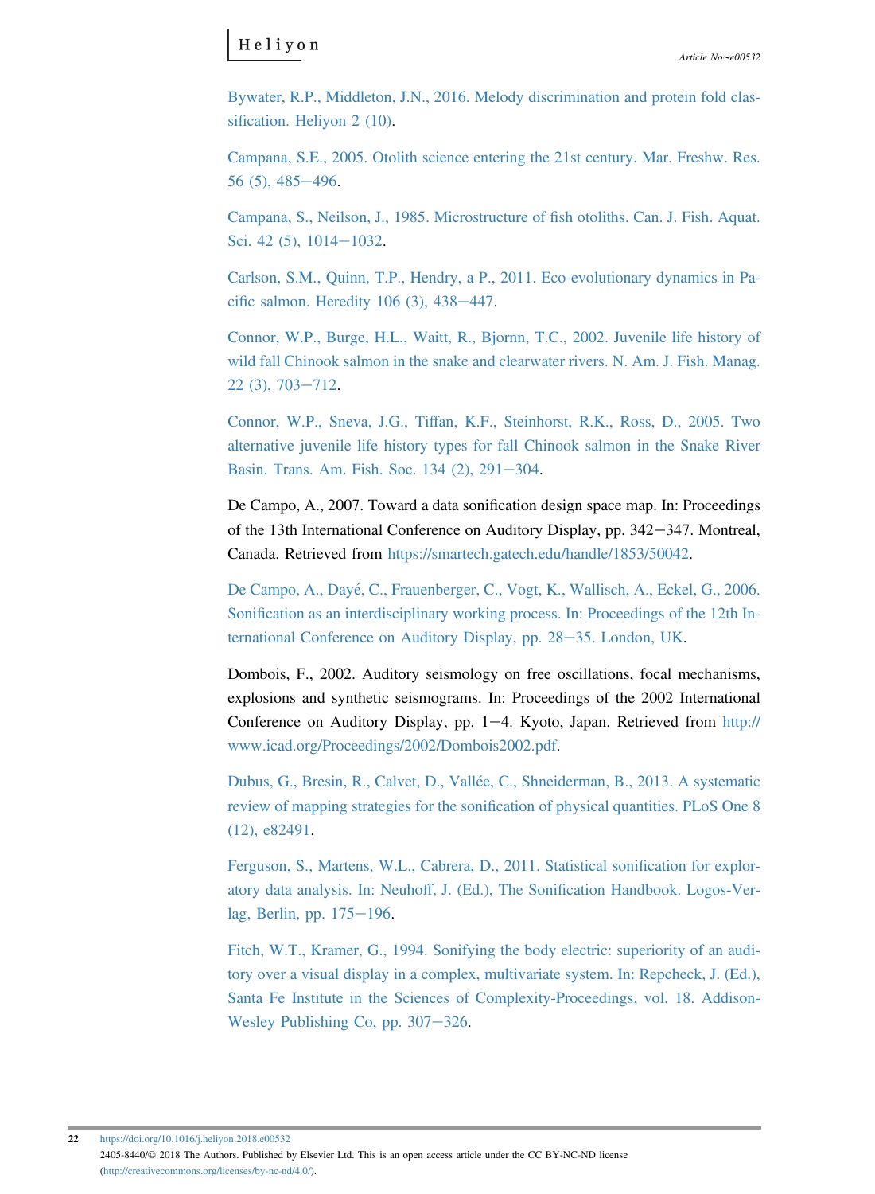Bywater, R.P., Middleton, J.N., 2016. Melody discrimination and protein fold classification. Heliyon 2 (10).

Campana, S.E., 2005. Otolith science entering the 21st century. Mar. Freshw. Res. 56 (5), 485–496.

Campana, S., Neilson, J., 1985. Microstructure of fish otoliths. Can. J. Fish. Aquat. Sci. 42 (5), 1014–1032.

Carlson, S.M., Quinn, T.P., Hendry, a P., 2011. Eco-evolutionary dynamics in Pacific salmon. Heredity 106 (3), 438–447.

Connor, W.P., Burge, H.L., Waitt, R., Bjornn, T.C., 2002. Juvenile life history of wild fall Chinook salmon in the snake and clearwater rivers. N. Am. J. Fish. Manag. 22 (3), 703–712.

Connor, W.P., Sneva, J.G., Tiffan, K.F., Steinhorst, R.K., Ross, D., 2005. Two alternative juvenile life history types for fall Chinook salmon in the Snake River Basin. Trans. Am. Fish. Soc. 134 (2), 291–304.

De Campo, A., 2007. Toward a data sonification design space map. In: Proceedings of the 13th International Conference on Auditory Display, pp. 342–347. Montreal, Canada. Retrieved from https://smartech.gatech.edu/handle/1853/50042.

De Campo, A., Dayé, C., Frauenberger, C., Vogt, K., Wallisch, A., Eckel, G., 2006. Sonification as an interdisciplinary working process. In: Proceedings of the 12th International Conference on Auditory Display, pp. 28–35. London, UK.

Dombois, F., 2002. Auditory seismology on free oscillations, focal mechanisms, explosions and synthetic seismograms. In: Proceedings of the 2002 International Conference on Auditory Display, pp. 1–4. Kyoto, Japan. Retrieved from http://www.icad.org/Proceedings/2002/Dombois2002.pdf.

Dubus, G., Bresin, R., Calvet, D., Vallée, C., Shneiderman, B., 2013. A systematic review of mapping strategies for the sonification of physical quantities. PLoS One 8 (12), e82491.

Ferguson, S., Martens, W.L., Cabrera, D., 2011. Statistical sonification for exploratory data analysis. In: Neuhoff, J. (Ed.), The Sonification Handbook. Logos-Verlag, Berlin, pp. 175–196.

Fitch, W.T., Kramer, G., 1994. Sonifying the body electric: superiority of an auditory over a visual display in a complex, multivariate system. In: Repcheck, J. (Ed.), Santa Fe Institute in the Sciences of Complexity-Proceedings, vol. 18. Addison-Wesley Publishing Co, pp. 307–326.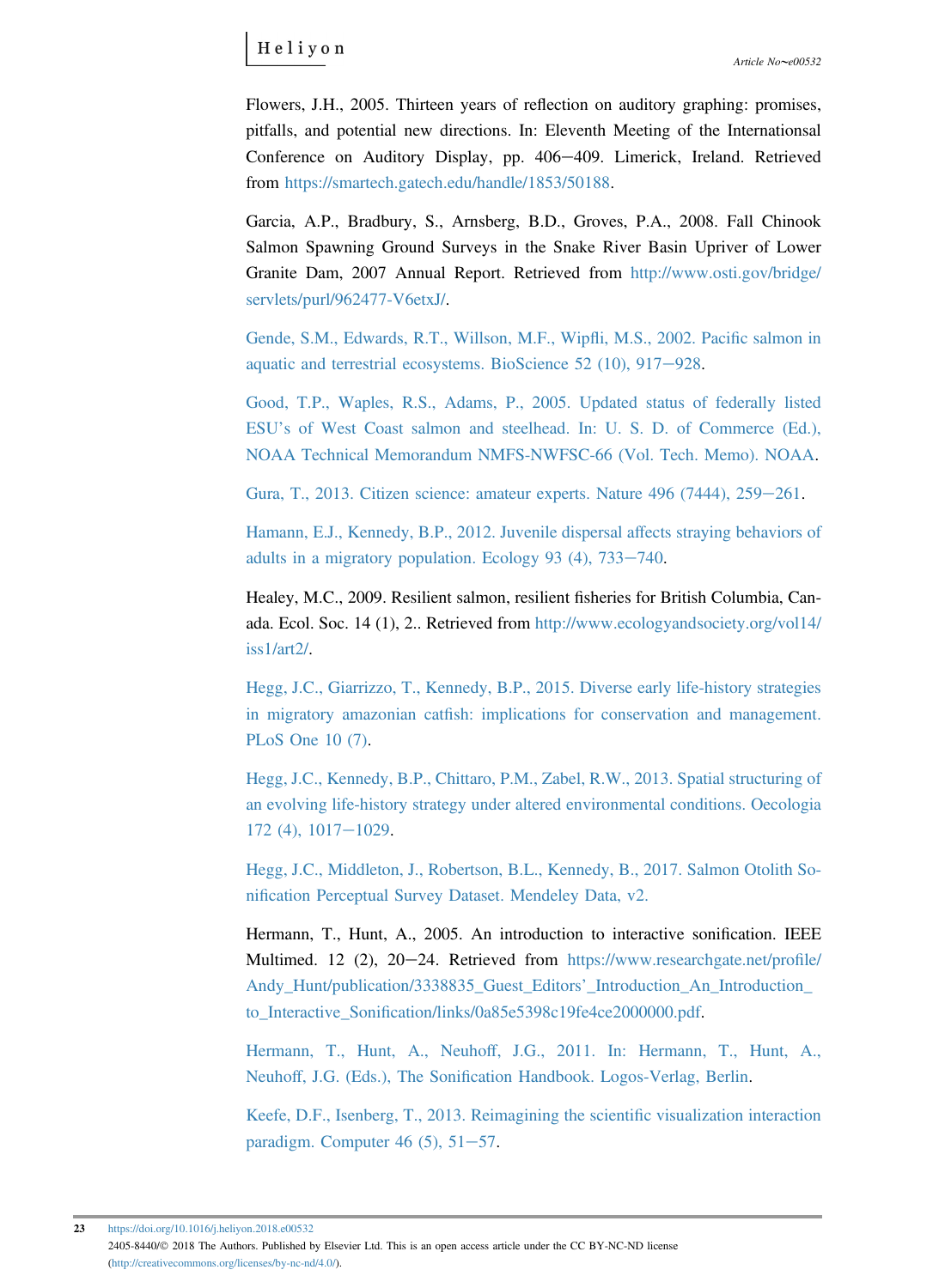Flowers, J.H., 2005. Thirteen years of reflection on auditory graphing: promises, pitfalls, and potential new directions. In: Eleventh Meeting of the Internationsal Conference on Auditory Display, pp. 406–409. Limerick, Ireland. Retrieved from https://smartech.gatech.edu/handle/1853/50188.

Garcia, A.P., Bradbury, S., Arnsberg, B.D., Groves, P.A., 2008. Fall Chinook Salmon Spawning Ground Surveys in the Snake River Basin Upriver of Lower Granite Dam, 2007 Annual Report. Retrieved from http://www.osti.gov/bridge/servlets/purl/962477-V6etxJ/.

Gende, S.M., Edwards, R.T., Willson, M.F., Wipfli, M.S., 2002. Pacific salmon in aquatic and terrestrial ecosystems. BioScience 52 (10), 917–928.

Good, T.P., Waples, R.S., Adams, P., 2005. Updated status of federally listed ESU's of West Coast salmon and steelhead. In: U. S. D. of Commerce (Ed.), NOAA Technical Memorandum NMFS-NWFSC-66 (Vol. Tech. Memo). NOAA.

Gura, T., 2013. Citizen science: amateur experts. Nature 496 (7444), 259–261.

Hamann, E.J., Kennedy, B.P., 2012. Juvenile dispersal affects straying behaviors of adults in a migratory population. Ecology 93 (4), 733–740.

Healey, M.C., 2009. Resilient salmon, resilient fisheries for British Columbia, Canada. Ecol. Soc. 14 (1), 2.. Retrieved from http://www.ecologyandsociety.org/vol14/iss1/art2/.

Hegg, J.C., Giarrizzo, T., Kennedy, B.P., 2015. Diverse early life-history strategies in migratory amazonian catfish: implications for conservation and management. PLoS One 10 (7).

Hegg, J.C., Kennedy, B.P., Chittaro, P.M., Zabel, R.W., 2013. Spatial structuring of an evolving life-history strategy under altered environmental conditions. Oecologia 172 (4), 1017–1029.

Hegg, J.C., Middleton, J., Robertson, B.L., Kennedy, B., 2017. Salmon Otolith Sonification Perceptual Survey Dataset. Mendeley Data, v2.

Hermann, T., Hunt, A., 2005. An introduction to interactive sonification. IEEE Multimed. 12 (2), 20–24. Retrieved from https://www.researchgate.net/profile/Andy_Hunt/publication/3338835_Guest_Editors'_Introduction_An_Introduction_to_Interactive_Sonification/links/0a85e5398c19fe4ce2000000.pdf.

Hermann, T., Hunt, A., Neuhoff, J.G., 2011. In: Hermann, T., Hunt, A., Neuhoff, J.G. (Eds.), The Sonification Handbook. Logos-Verlag, Berlin.

Keefe, D.F., Isenberg, T., 2013. Reimagining the scientific visualization interaction paradigm. Computer 46 (5), 51–57.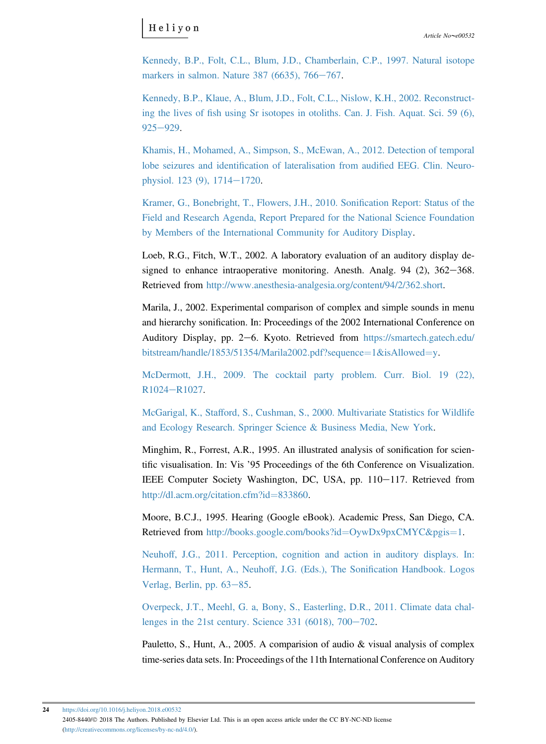Kennedy, B.P., Folt, C.L., Blum, J.D., Chamberlain, C.P., 1997. Natural isotope markers in salmon. Nature 387 (6635), 766–767.

Kennedy, B.P., Klaue, A., Blum, J.D., Folt, C.L., Nislow, K.H., 2002. Reconstructing the lives of fish using Sr isotopes in otoliths. Can. J. Fish. Aquat. Sci. 59 (6), 925–929.

Khamis, H., Mohamed, A., Simpson, S., McEwan, A., 2012. Detection of temporal lobe seizures and identification of lateralisation from audified EEG. Clin. Neurophysiol. 123 (9), 1714–1720.

Kramer, G., Bonebright, T., Flowers, J.H., 2010. Sonification Report: Status of the Field and Research Agenda, Report Prepared for the National Science Foundation by Members of the International Community for Auditory Display.

Loeb, R.G., Fitch, W.T., 2002. A laboratory evaluation of an auditory display designed to enhance intraoperative monitoring. Anesth. Analg. 94 (2), 362–368. Retrieved from http://www.anesthesia-analgesia.org/content/94/2/362.short.

Marila, J., 2002. Experimental comparison of complex and simple sounds in menu and hierarchy sonification. In: Proceedings of the 2002 International Conference on Auditory Display, pp. 2–6. Kyoto. Retrieved from https://smartech.gatech.edu/bitstream/handle/1853/51354/Marila2002.pdf?sequence=1&isAllowed=y.

McDermott, J.H., 2009. The cocktail party problem. Curr. Biol. 19 (22), R1024–R1027.

McGarigal, K., Stafford, S., Cushman, S., 2000. Multivariate Statistics for Wildlife and Ecology Research. Springer Science & Business Media, New York.

Minghim, R., Forrest, A.R., 1995. An illustrated analysis of sonification for scientific visualisation. In: Vis '95 Proceedings of the 6th Conference on Visualization. IEEE Computer Society Washington, DC, USA, pp. 110–117. Retrieved from http://dl.acm.org/citation.cfm?id=833860.

Moore, B.C.J., 1995. Hearing (Google eBook). Academic Press, San Diego, CA. Retrieved from http://books.google.com/books?id=OywDx9pxCMYC&pgis=1.

Neuhoff, J.G., 2011. Perception, cognition and action in auditory displays. In: Hermann, T., Hunt, A., Neuhoff, J.G. (Eds.), The Sonification Handbook. Logos Verlag, Berlin, pp. 63–85.

Overpeck, J.T., Meehl, G. a, Bony, S., Easterling, D.R., 2011. Climate data challenges in the 21st century. Science 331 (6018), 700–702.

Pauletto, S., Hunt, A., 2005. A comparision of audio & visual analysis of complex time-series data sets. In: Proceedings of the 11th International Conference on Auditory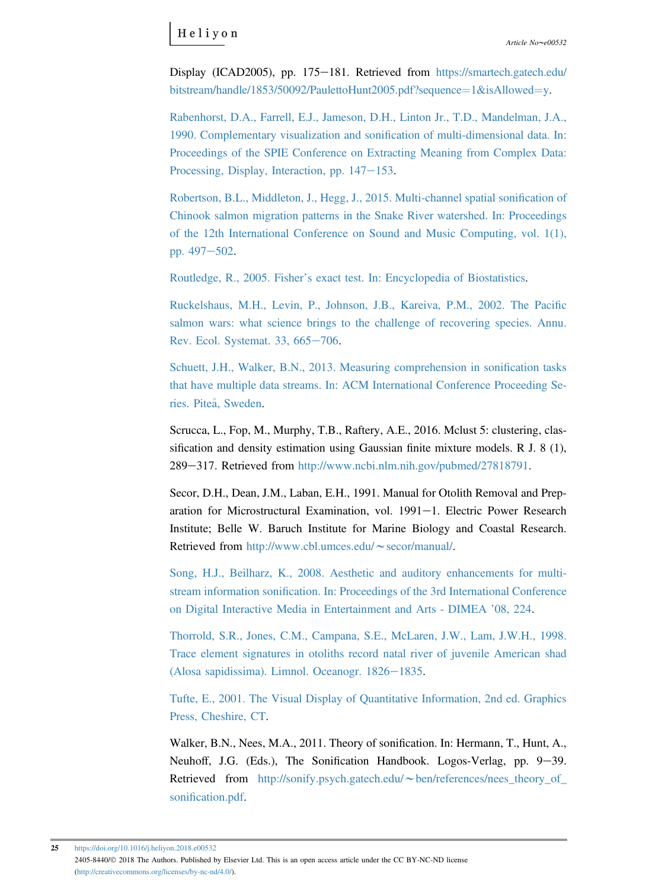Display (ICAD2005), pp. 175−181. Retrieved from https://smartech.gatech.edu/bitstream/handle/1853/50092/PaulettoHunt2005.pdf?sequence=1&isAllowed=y.

Rabenhorst, D.A., Farrell, E.J., Jameson, D.H., Linton Jr., T.D., Mandelman, J.A., 1990. Complementary visualization and sonification of multi-dimensional data. In: Proceedings of the SPIE Conference on Extracting Meaning from Complex Data: Processing, Display, Interaction, pp. 147−153.

Robertson, B.L., Middleton, J., Hegg, J., 2015. Multi-channel spatial sonification of Chinook salmon migration patterns in the Snake River watershed. In: Proceedings of the 12th International Conference on Sound and Music Computing, vol. 1(1), pp. 497−502.

Routledge, R., 2005. Fisher's exact test. In: Encyclopedia of Biostatistics.

Ruckelshaus, M.H., Levin, P., Johnson, J.B., Kareiva, P.M., 2002. The Pacific salmon wars: what science brings to the challenge of recovering species. Annu. Rev. Ecol. Systemat. 33, 665−706.

Schuett, J.H., Walker, B.N., 2013. Measuring comprehension in sonification tasks that have multiple data streams. In: ACM International Conference Proceeding Series. Piteå, Sweden.

Scrucca, L., Fop, M., Murphy, T.B., Raftery, A.E., 2016. Mclust 5: clustering, classification and density estimation using Gaussian finite mixture models. R J. 8 (1), 289−317. Retrieved from http://www.ncbi.nlm.nih.gov/pubmed/27818791.

Secor, D.H., Dean, J.M., Laban, E.H., 1991. Manual for Otolith Removal and Preparation for Microstructural Examination, vol. 1991−1. Electric Power Research Institute; Belle W. Baruch Institute for Marine Biology and Coastal Research. Retrieved from http://www.cbl.umces.edu/~secor/manual/.

Song, H.J., Beilharz, K., 2008. Aesthetic and auditory enhancements for multi-stream information sonification. In: Proceedings of the 3rd International Conference on Digital Interactive Media in Entertainment and Arts - DIMEA '08, 224.

Thorrold, S.R., Jones, C.M., Campana, S.E., McLaren, J.W., Lam, J.W.H., 1998. Trace element signatures in otoliths record natal river of juvenile American shad (Alosa sapidissima). Limnol. Oceanogr. 1826−1835.

Tufte, E., 2001. The Visual Display of Quantitative Information, 2nd ed. Graphics Press, Cheshire, CT.

Walker, B.N., Nees, M.A., 2011. Theory of sonification. In: Hermann, T., Hunt, A., Neuhoff, J.G. (Eds.), The Sonification Handbook. Logos-Verlag, pp. 9−39. Retrieved from http://sonify.psych.gatech.edu/~ben/references/nees_theory_of_sonification.pdf.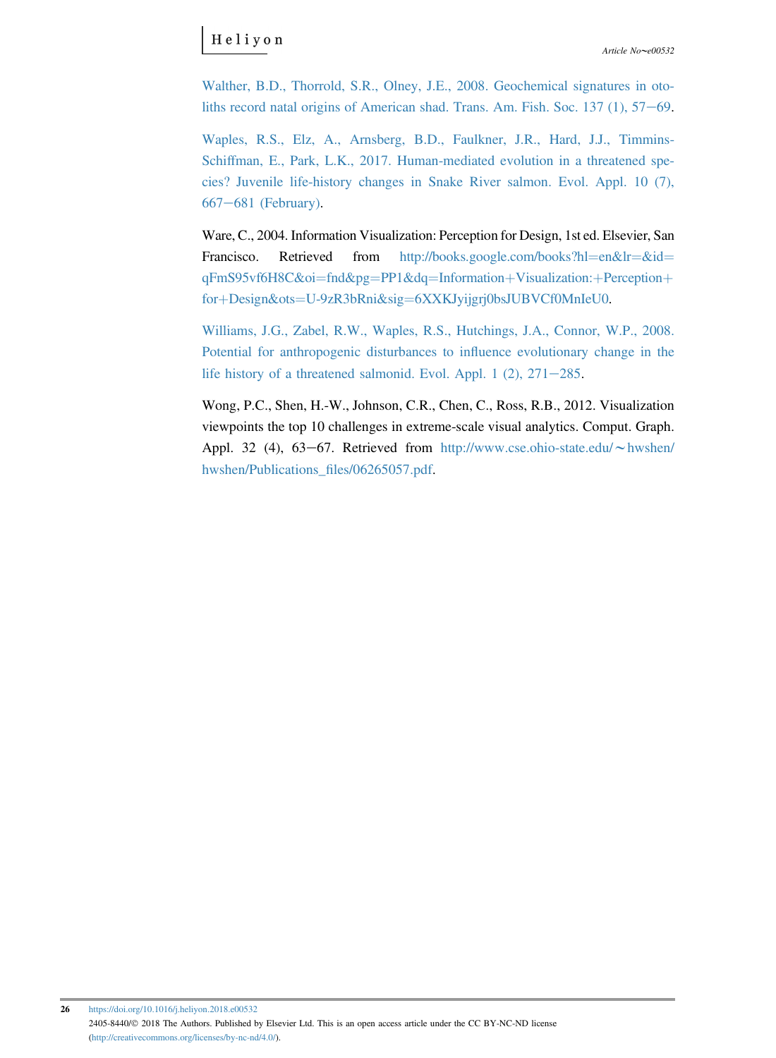Walther, B.D., Thorrold, S.R., Olney, J.E., 2008. Geochemical signatures in otoliths record natal origins of American shad. Trans. Am. Fish. Soc. 137 (1), 57–69.

Waples, R.S., Elz, A., Arnsberg, B.D., Faulkner, J.R., Hard, J.J., Timmins-Schiffman, E., Park, L.K., 2017. Human-mediated evolution in a threatened species? Juvenile life-history changes in Snake River salmon. Evol. Appl. 10 (7), 667–681 (February).

Ware, C., 2004. Information Visualization: Perception for Design, 1st ed. Elsevier, San Francisco. Retrieved from http://books.google.com/books?hl=en&lr=&id=qFmS95vf6H8C&oi=fnd&pg=PP1&dq=Information+Visualization:+Perception+for+Design&ots=U-9zR3bRni&sig=6XXKJyijgrj0bsJUBVCf0MnIeU0.

Williams, J.G., Zabel, R.W., Waples, R.S., Hutchings, J.A., Connor, W.P., 2008. Potential for anthropogenic disturbances to influence evolutionary change in the life history of a threatened salmonid. Evol. Appl. 1 (2), 271–285.

Wong, P.C., Shen, H.-W., Johnson, C.R., Chen, C., Ross, R.B., 2012. Visualization viewpoints the top 10 challenges in extreme-scale visual analytics. Comput. Graph. Appl. 32 (4), 63–67. Retrieved from http://www.cse.ohio-state.edu/~hwshen/hwshen/Publications_files/06265057.pdf.